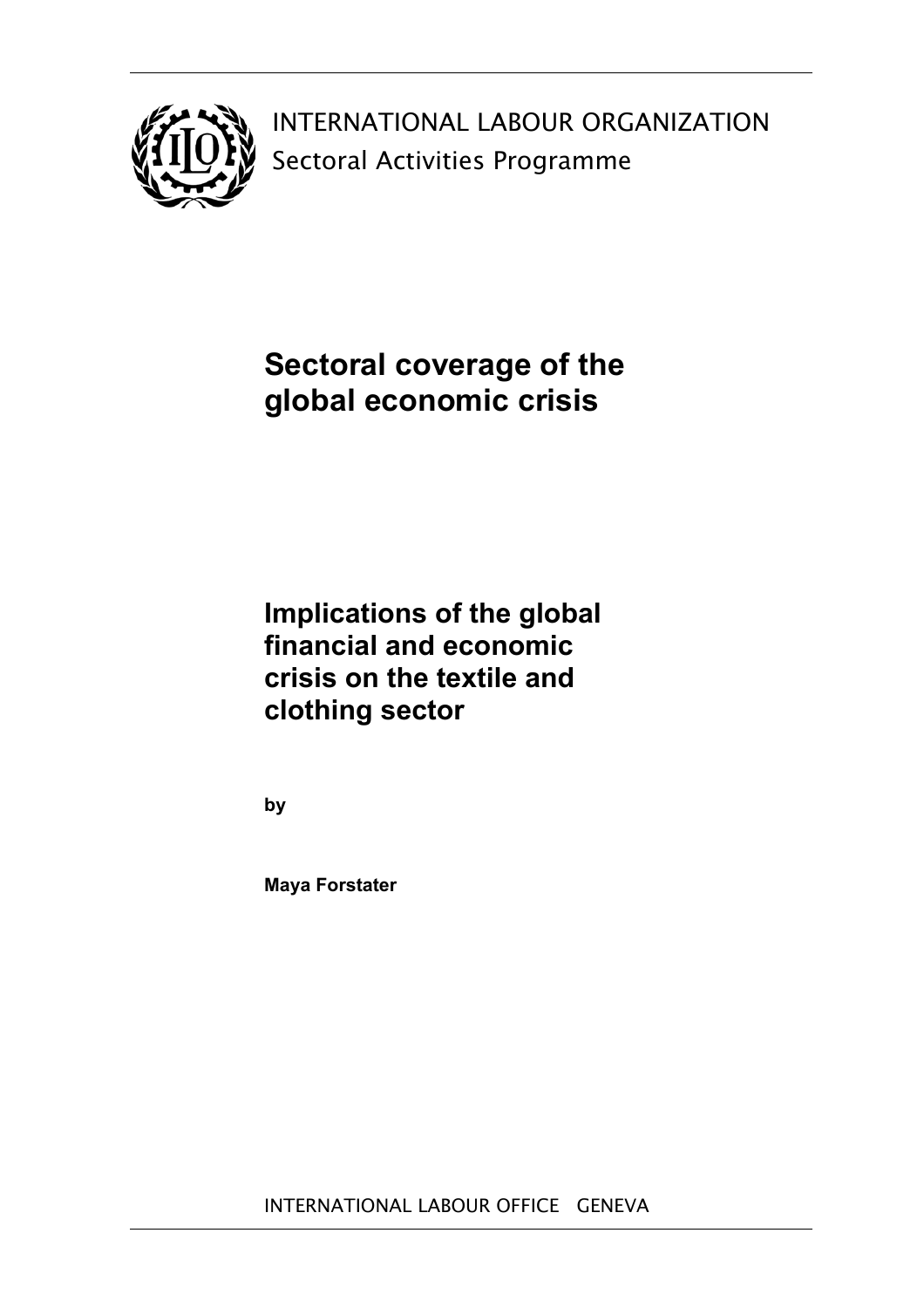INTERNATIONAL LABOUR ORGANIZATION
Sectoral Activities Programme

# Sectoral coverage of the global economic crisis

## Implications of the global financial and economic crisis on the textile and clothing sector

**by**

**Maya Forstater**

INTERNATIONAL LABOUR OFFICE GENEVA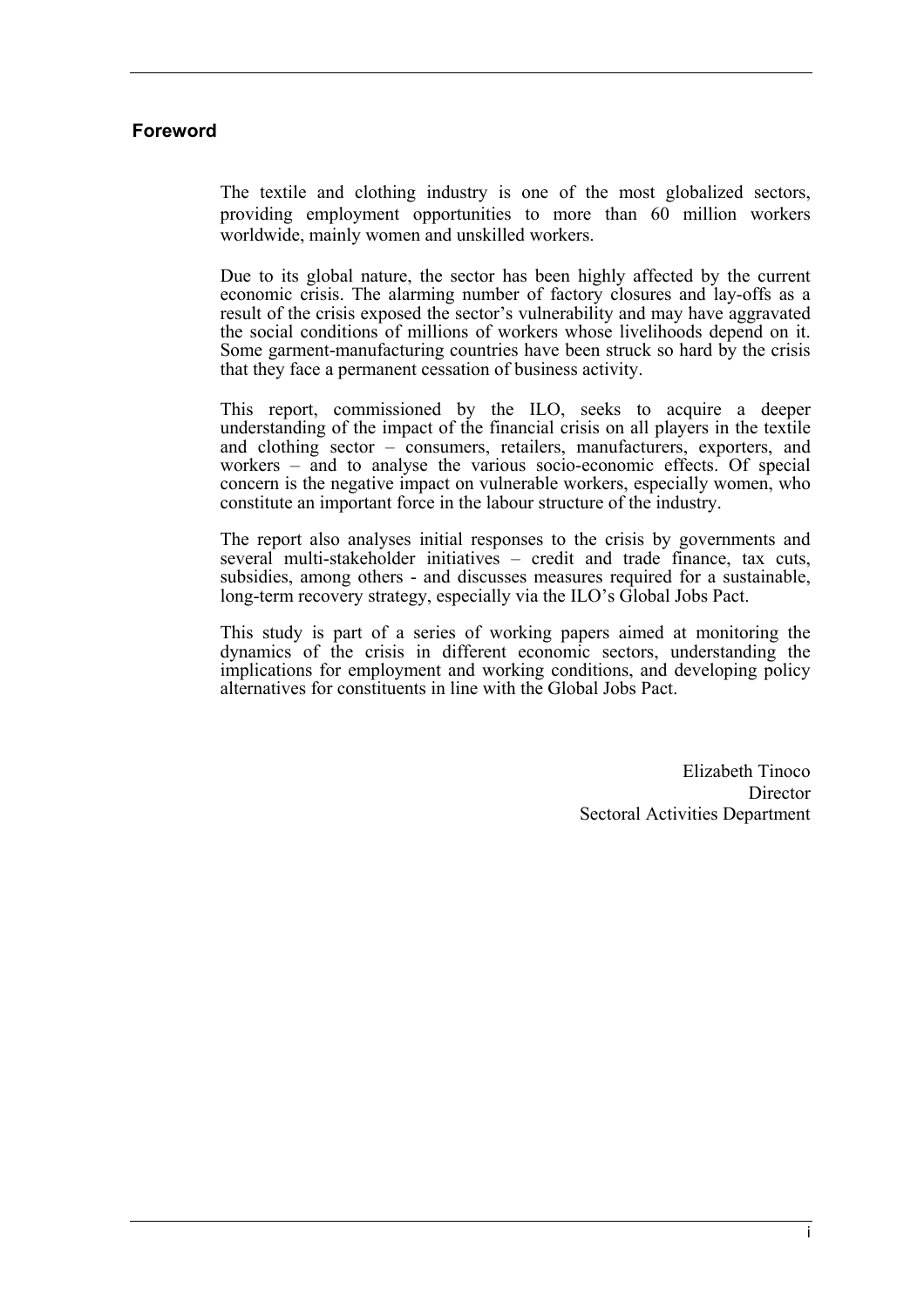## Foreword

The textile and clothing industry is one of the most globalized sectors, providing employment opportunities to more than 60 million workers worldwide, mainly women and unskilled workers.

Due to its global nature, the sector has been highly affected by the current economic crisis. The alarming number of factory closures and lay-offs as a result of the crisis exposed the sector's vulnerability and may have aggravated the social conditions of millions of workers whose livelihoods depend on it. Some garment-manufacturing countries have been struck so hard by the crisis that they face a permanent cessation of business activity.

This report, commissioned by the ILO, seeks to acquire a deeper understanding of the impact of the financial crisis on all players in the textile and clothing sector – consumers, retailers, manufacturers, exporters, and workers – and to analyse the various socio-economic effects. Of special concern is the negative impact on vulnerable workers, especially women, who constitute an important force in the labour structure of the industry.

The report also analyses initial responses to the crisis by governments and several multi-stakeholder initiatives – credit and trade finance, tax cuts, subsidies, among others - and discusses measures required for a sustainable, long-term recovery strategy, especially via the ILO's Global Jobs Pact.

This study is part of a series of working papers aimed at monitoring the dynamics of the crisis in different economic sectors, understanding the implications for employment and working conditions, and developing policy alternatives for constituents in line with the Global Jobs Pact.

Elizabeth Tinoco
Director
Sectoral Activities Department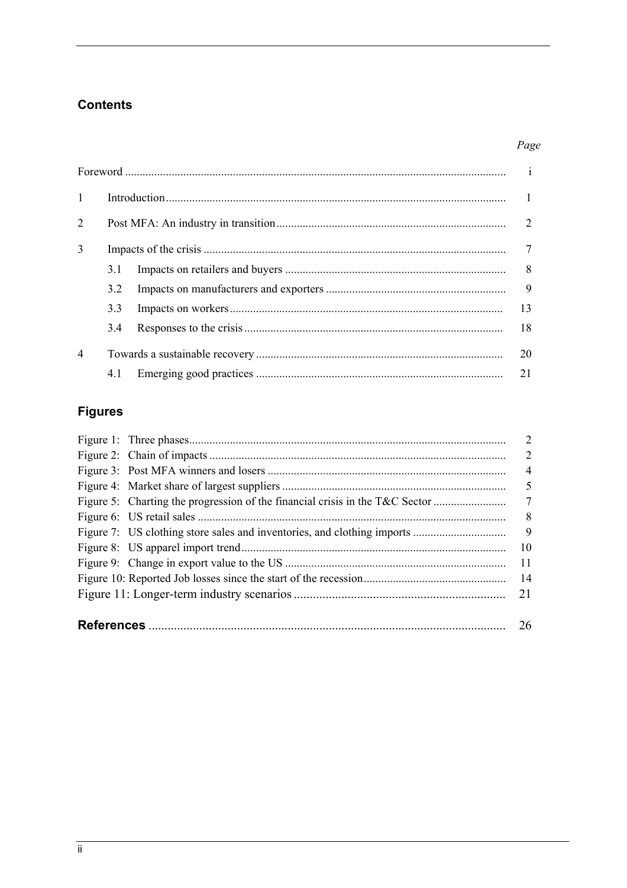## Contents

| | | Page |
|---|---|---|
| Foreword | | i |
| 1 | Introduction | 1 |
| 2 | Post MFA: An industry in transition | 2 |
| 3 | Impacts of the crisis | 7 |
| | 3.1 Impacts on retailers and buyers | 8 |
| | 3.2 Impacts on manufacturers and exporters | 9 |
| | 3.3 Impacts on workers | 13 |
| | 3.4 Responses to the crisis | 18 |
| 4 | Towards a sustainable recovery | 20 |
| | 4.1 Emerging good practices | 21 |

## Figures

| | |
|---|---|
| Figure 1: Three phases | 2 |
| Figure 2: Chain of impacts | 2 |
| Figure 3: Post MFA winners and losers | 4 |
| Figure 4: Market share of largest suppliers | 5 |
| Figure 5: Charting the progression of the financial crisis in the T&C Sector | 7 |
| Figure 6: US retail sales | 8 |
| Figure 7: US clothing store sales and inventories, and clothing imports | 9 |
| Figure 8: US apparel import trend | 10 |
| Figure 9: Change in export value to the US | 11 |
| Figure 10: Reported Job losses since the start of the recession | 14 |
| Figure 11: Longer-term industry scenarios | 21 |

**References** ........ 26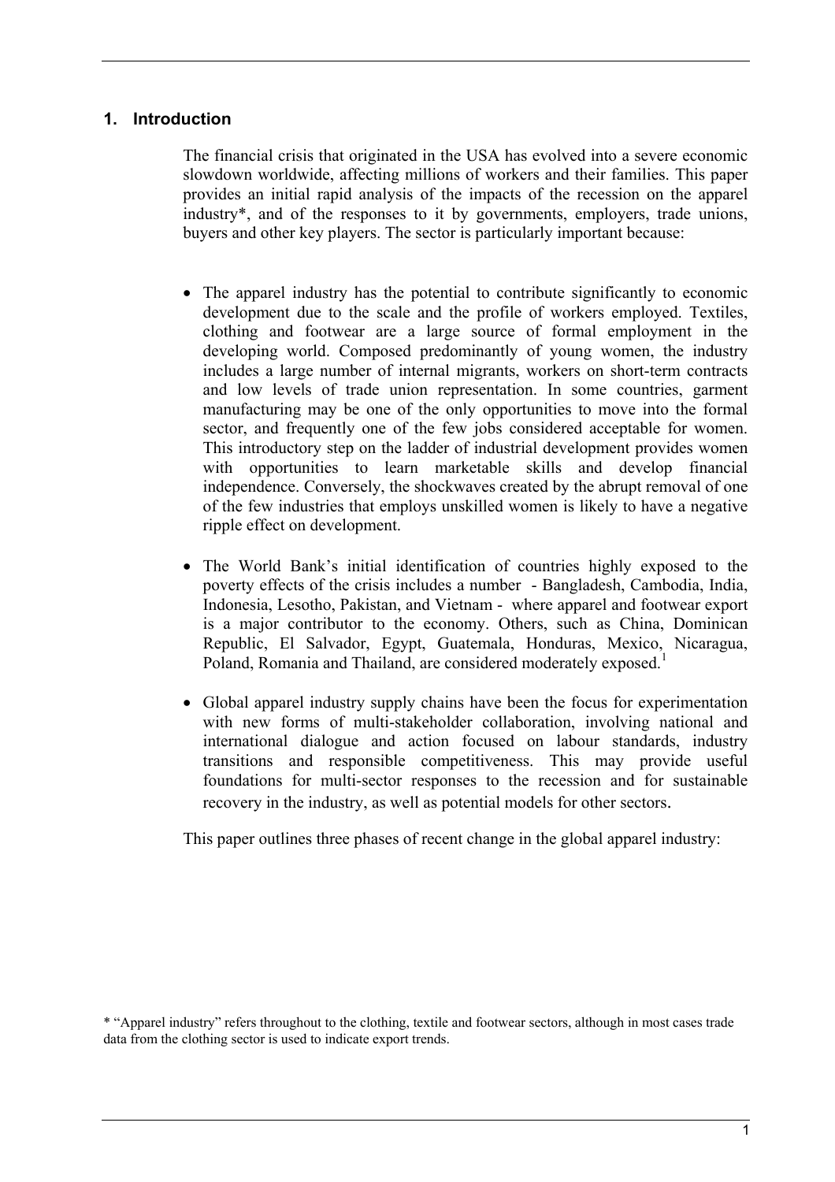## 1. Introduction

The financial crisis that originated in the USA has evolved into a severe economic slowdown worldwide, affecting millions of workers and their families. This paper provides an initial rapid analysis of the impacts of the recession on the apparel industry*, and of the responses to it by governments, employers, trade unions, buyers and other key players. The sector is particularly important because:

- The apparel industry has the potential to contribute significantly to economic development due to the scale and the profile of workers employed. Textiles, clothing and footwear are a large source of formal employment in the developing world. Composed predominantly of young women, the industry includes a large number of internal migrants, workers on short-term contracts and low levels of trade union representation. In some countries, garment manufacturing may be one of the only opportunities to move into the formal sector, and frequently one of the few jobs considered acceptable for women. This introductory step on the ladder of industrial development provides women with opportunities to learn marketable skills and develop financial independence. Conversely, the shockwaves created by the abrupt removal of one of the few industries that employs unskilled women is likely to have a negative ripple effect on development.

- The World Bank's initial identification of countries highly exposed to the poverty effects of the crisis includes a number - Bangladesh, Cambodia, India, Indonesia, Lesotho, Pakistan, and Vietnam - where apparel and footwear export is a major contributor to the economy. Others, such as China, Dominican Republic, El Salvador, Egypt, Guatemala, Honduras, Mexico, Nicaragua, Poland, Romania and Thailand, are considered moderately exposed.[1]

- Global apparel industry supply chains have been the focus for experimentation with new forms of multi-stakeholder collaboration, involving national and international dialogue and action focused on labour standards, industry transitions and responsible competitiveness. This may provide useful foundations for multi-sector responses to the recession and for sustainable recovery in the industry, as well as potential models for other sectors.

This paper outlines three phases of recent change in the global apparel industry:

* "Apparel industry" refers throughout to the clothing, textile and footwear sectors, although in most cases trade data from the clothing sector is used to indicate export trends.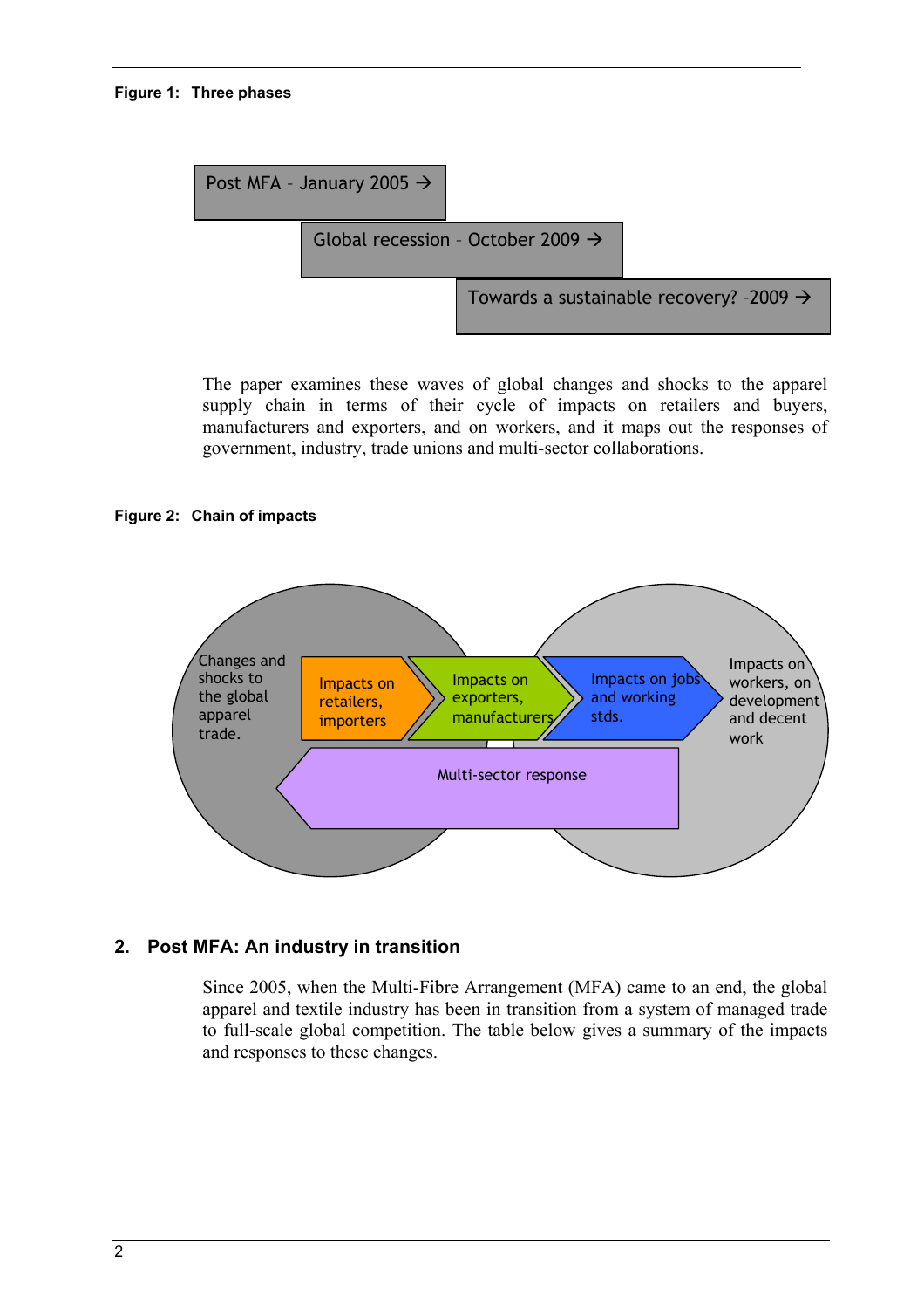**Figure 1: Three phases**

Post MFA – January 2005 →

Global recession – October 2009 →

Towards a sustainable recovery? -2009 →

The paper examines these waves of global changes and shocks to the apparel supply chain in terms of their cycle of impacts on retailers and buyers, manufacturers and exporters, and on workers, and it maps out the responses of government, industry, trade unions and multi-sector collaborations.

**Figure 2: Chain of impacts**

Changes and shocks to the global apparel trade.

Impacts on retailers, importers

Impacts on exporters, manufacturers

Impacts on jobs and working stds.

Impacts on workers, on development and decent work

Multi-sector response

## 2. Post MFA: An industry in transition

Since 2005, when the Multi-Fibre Arrangement (MFA) came to an end, the global apparel and textile industry has been in transition from a system of managed trade to full-scale global competition. The table below gives a summary of the impacts and responses to these changes.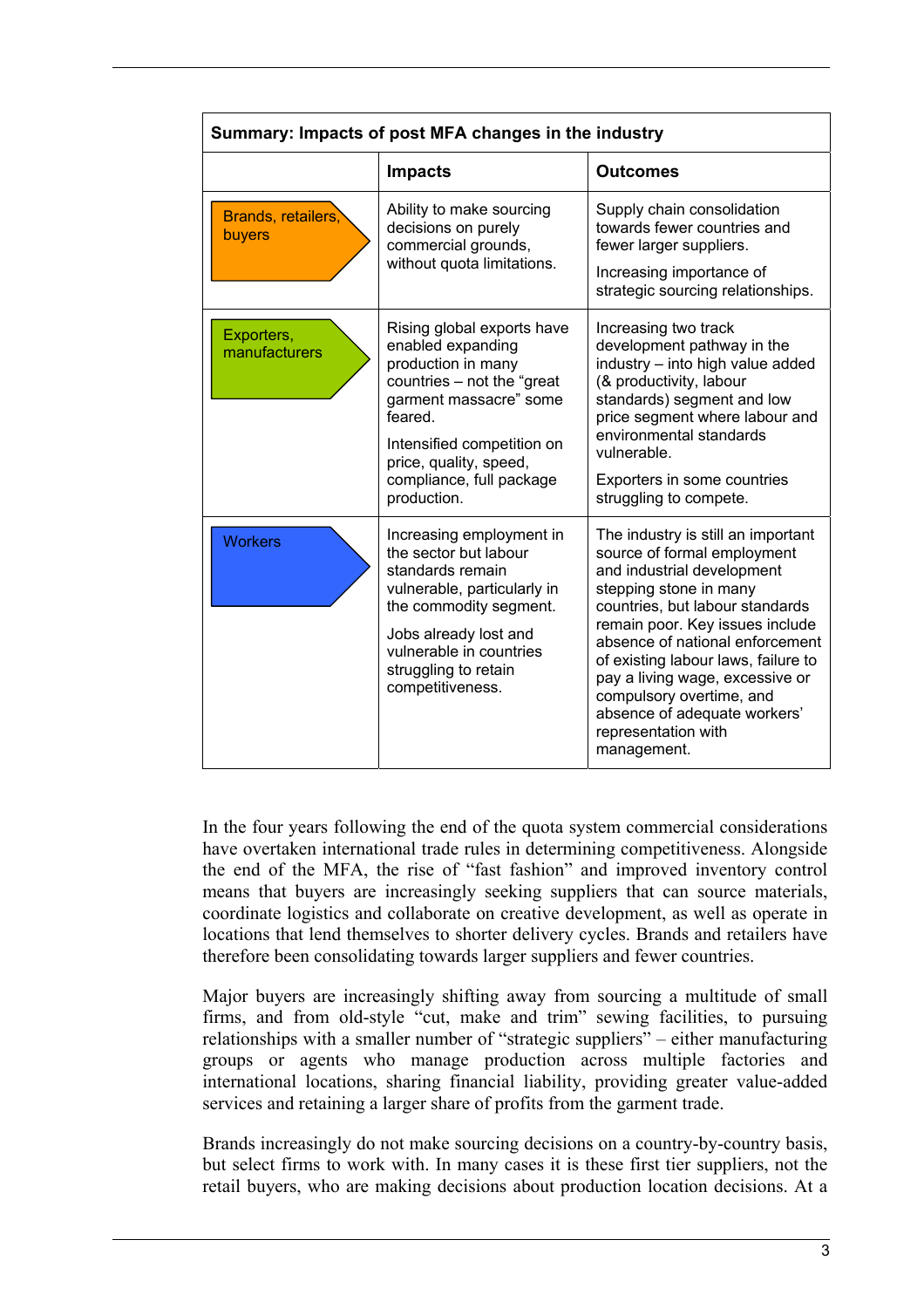| Summary: Impacts of post MFA changes in the industry | | |
|---|---|---|
| | **Impacts** | **Outcomes** |
| Brands, retailers, buyers | Ability to make sourcing decisions on purely commercial grounds, without quota limitations. | Supply chain consolidation towards fewer countries and fewer larger suppliers. Increasing importance of strategic sourcing relationships. |
| Exporters, manufacturers | Rising global exports have enabled expanding production in many countries – not the "great garment massacre" some feared. Intensified competition on price, quality, speed, compliance, full package production. | Increasing two track development pathway in the industry – into high value added (& productivity, labour standards) segment and low price segment where labour and environmental standards vulnerable. Exporters in some countries struggling to compete. |
| Workers | Increasing employment in the sector but labour standards remain vulnerable, particularly in the commodity segment. Jobs already lost and vulnerable in countries struggling to retain competitiveness. | The industry is still an important source of formal employment and industrial development stepping stone in many countries, but labour standards remain poor. Key issues include absence of national enforcement of existing labour laws, failure to pay a living wage, excessive or compulsory overtime, and absence of adequate workers' representation with management. |

In the four years following the end of the quota system commercial considerations have overtaken international trade rules in determining competitiveness. Alongside the end of the MFA, the rise of "fast fashion" and improved inventory control means that buyers are increasingly seeking suppliers that can source materials, coordinate logistics and collaborate on creative development, as well as operate in locations that lend themselves to shorter delivery cycles. Brands and retailers have therefore been consolidating towards larger suppliers and fewer countries.

Major buyers are increasingly shifting away from sourcing a multitude of small firms, and from old-style "cut, make and trim" sewing facilities, to pursuing relationships with a smaller number of "strategic suppliers" – either manufacturing groups or agents who manage production across multiple factories and international locations, sharing financial liability, providing greater value-added services and retaining a larger share of profits from the garment trade.

Brands increasingly do not make sourcing decisions on a country-by-country basis, but select firms to work with. In many cases it is these first tier suppliers, not the retail buyers, who are making decisions about production location decisions. At a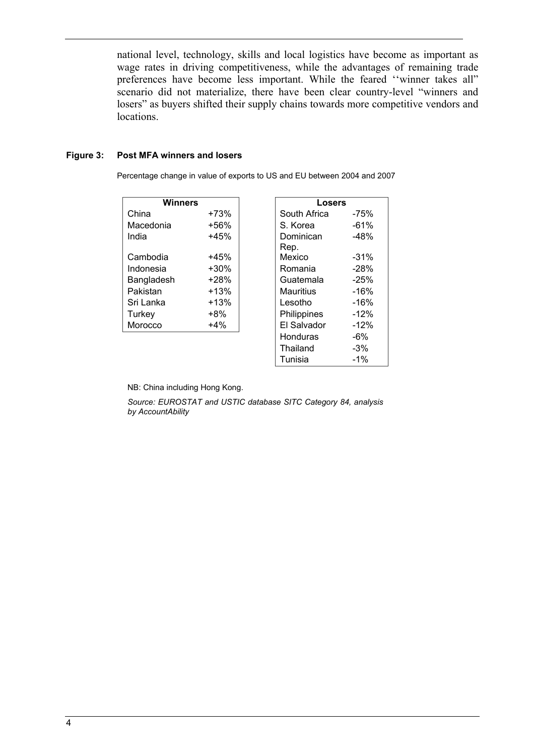national level, technology, skills and local logistics have become as important as wage rates in driving competitiveness, while the advantages of remaining trade preferences have become less important. While the feared ''winner takes all'' scenario did not materialize, there have been clear country-level "winners and losers" as buyers shifted their supply chains towards more competitive vendors and locations.

**Figure 3: Post MFA winners and losers**

Percentage change in value of exports to US and EU between 2004 and 2007

| Winners | |
|---|---|
| China | +73% |
| Macedonia | +56% |
| India | +45% |
| Cambodia | +45% |
| Indonesia | +30% |
| Bangladesh | +28% |
| Pakistan | +13% |
| Sri Lanka | +13% |
| Turkey | +8% |
| Morocco | +4% |

| Losers | |
|---|---|
| South Africa | -75% |
| S. Korea | -61% |
| Dominican Rep. | -48% |
| Mexico | -31% |
| Romania | -28% |
| Guatemala | -25% |
| Mauritius | -16% |
| Lesotho | -16% |
| Philippines | -12% |
| El Salvador | -12% |
| Honduras | -6% |
| Thailand | -3% |
| Tunisia | -1% |

NB: China including Hong Kong.

*Source: EUROSTAT and USTIC database SITC Category 84, analysis by AccountAbility*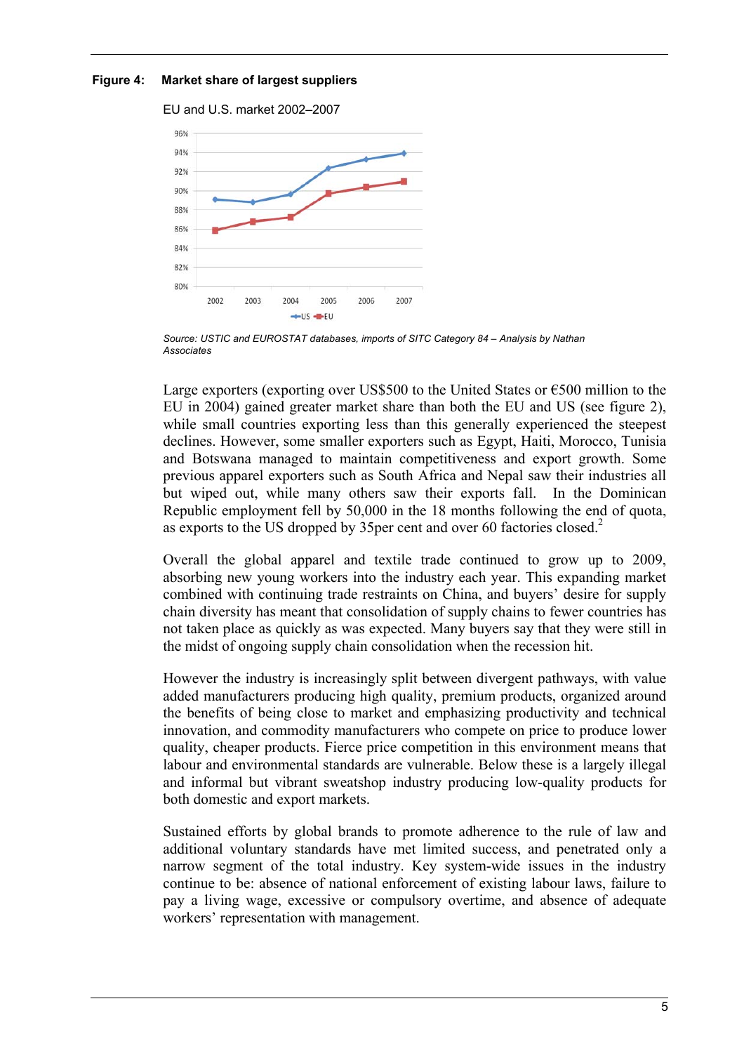**Figure 4: Market share of largest suppliers**

EU and U.S. market 2002–2007

*Source: USTIC and EUROSTAT databases, imports of SITC Category 84 – Analysis by Nathan Associates*

Large exporters (exporting over US$500 to the United States or €500 million to the EU in 2004) gained greater market share than both the EU and US (see figure 2), while small countries exporting less than this generally experienced the steepest declines. However, some smaller exporters such as Egypt, Haiti, Morocco, Tunisia and Botswana managed to maintain competitiveness and export growth. Some previous apparel exporters such as South Africa and Nepal saw their industries all but wiped out, while many others saw their exports fall. In the Dominican Republic employment fell by 50,000 in the 18 months following the end of quota, as exports to the US dropped by 35per cent and over 60 factories closed.[2]

Overall the global apparel and textile trade continued to grow up to 2009, absorbing new young workers into the industry each year. This expanding market combined with continuing trade restraints on China, and buyers' desire for supply chain diversity has meant that consolidation of supply chains to fewer countries has not taken place as quickly as was expected. Many buyers say that they were still in the midst of ongoing supply chain consolidation when the recession hit.

However the industry is increasingly split between divergent pathways, with value added manufacturers producing high quality, premium products, organized around the benefits of being close to market and emphasizing productivity and technical innovation, and commodity manufacturers who compete on price to produce lower quality, cheaper products. Fierce price competition in this environment means that labour and environmental standards are vulnerable. Below these is a largely illegal and informal but vibrant sweatshop industry producing low-quality products for both domestic and export markets.

Sustained efforts by global brands to promote adherence to the rule of law and additional voluntary standards have met limited success, and penetrated only a narrow segment of the total industry. Key system-wide issues in the industry continue to be: absence of national enforcement of existing labour laws, failure to pay a living wage, excessive or compulsory overtime, and absence of adequate workers' representation with management.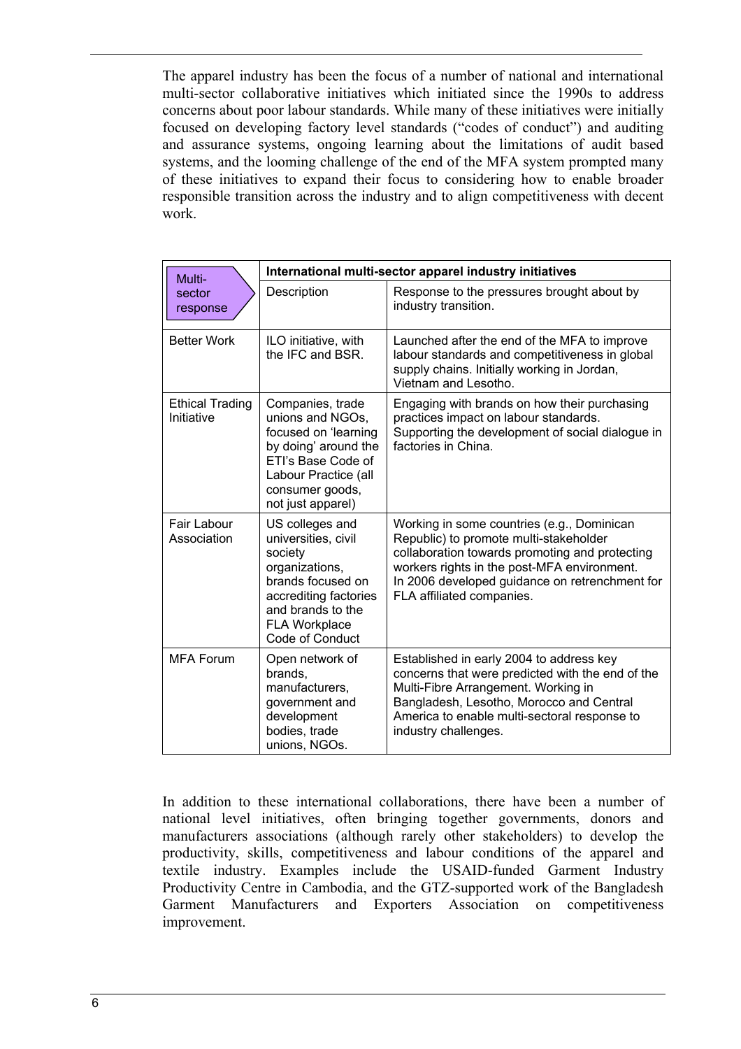The apparel industry has been the focus of a number of national and international multi-sector collaborative initiatives which initiated since the 1990s to address concerns about poor labour standards. While many of these initiatives were initially focused on developing factory level standards ("codes of conduct") and auditing and assurance systems, ongoing learning about the limitations of audit based systems, and the looming challenge of the end of the MFA system prompted many of these initiatives to expand their focus to considering how to enable broader responsible transition across the industry and to align competitiveness with decent work.

| Multi-sector response | **International multi-sector apparel industry initiatives** | |
|---|---|---|
| | Description | Response to the pressures brought about by industry transition. |
| Better Work | ILO initiative, with the IFC and BSR. | Launched after the end of the MFA to improve labour standards and competitiveness in global supply chains. Initially working in Jordan, Vietnam and Lesotho. |
| Ethical Trading Initiative | Companies, trade unions and NGOs, focused on 'learning by doing' around the ETI's Base Code of Labour Practice (all consumer goods, not just apparel) | Engaging with brands on how their purchasing practices impact on labour standards. Supporting the development of social dialogue in factories in China. |
| Fair Labour Association | US colleges and universities, civil society organizations, brands focused on accrediting factories and brands to the FLA Workplace Code of Conduct | Working in some countries (e.g., Dominican Republic) to promote multi-stakeholder collaboration towards promoting and protecting workers rights in the post-MFA environment. In 2006 developed guidance on retrenchment for FLA affiliated companies. |
| MFA Forum | Open network of brands, manufacturers, government and development bodies, trade unions, NGOs. | Established in early 2004 to address key concerns that were predicted with the end of the Multi-Fibre Arrangement. Working in Bangladesh, Lesotho, Morocco and Central America to enable multi-sectoral response to industry challenges. |

In addition to these international collaborations, there have been a number of national level initiatives, often bringing together governments, donors and manufacturers associations (although rarely other stakeholders) to develop the productivity, skills, competitiveness and labour conditions of the apparel and textile industry. Examples include the USAID-funded Garment Industry Productivity Centre in Cambodia, and the GTZ-supported work of the Bangladesh Garment Manufacturers and Exporters Association on competitiveness improvement.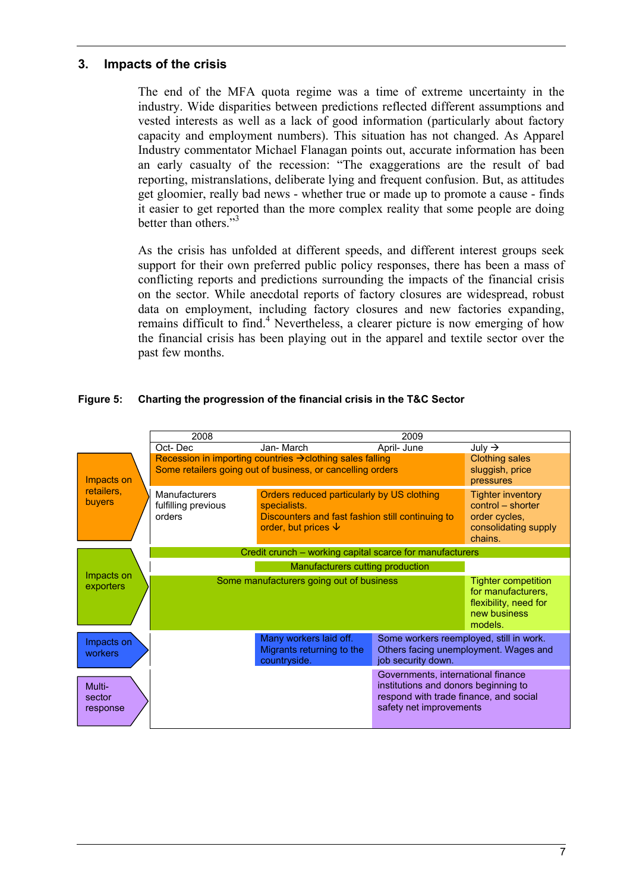## 3. Impacts of the crisis

The end of the MFA quota regime was a time of extreme uncertainty in the industry. Wide disparities between predictions reflected different assumptions and vested interests as well as a lack of good information (particularly about factory capacity and employment numbers). This situation has not changed. As Apparel Industry commentator Michael Flanagan points out, accurate information has been an early casualty of the recession: "The exaggerations are the result of bad reporting, mistranslations, deliberate lying and frequent confusion. But, as attitudes get gloomier, really bad news - whether true or made up to promote a cause - finds it easier to get reported than the more complex reality that some people are doing better than others."[3]

As the crisis has unfolded at different speeds, and different interest groups seek support for their own preferred public policy responses, there has been a mass of conflicting reports and predictions surrounding the impacts of the financial crisis on the sector. While anecdotal reports of factory closures are widespread, robust data on employment, including factory closures and new factories expanding, remains difficult to find.[4] Nevertheless, a clearer picture is now emerging of how the financial crisis has been playing out in the apparel and textile sector over the past few months.

**Figure 5: Charting the progression of the financial crisis in the T&C Sector**

| | 2008 | 2009 | | |
|---|---|---|---|---|
| | Oct- Dec | Jan- March | April- June | July → |
| Impacts on retailers, buyers | Recession in importing countries →clothing sales falling<br>Some retailers going out of business, or cancelling orders | | | Clothing sales sluggish, price pressures |
| | Manufacturers fulfilling previous orders | Orders reduced particularly by US clothing specialists.<br>Discounters and fast fashion still continuing to order, but prices ↓ | | Tighter inventory control – shorter order cycles, consolidating supply chains. |
| Impacts on exporters | Credit crunch – working capital scarce for manufacturers | | | |
| | | Manufacturers cutting production | | |
| | Some manufacturers going out of business | | | Tighter competition for manufacturers, flexibility, need for new business models. |
| Impacts on workers | | Many workers laid off. Migrants returning to the countryside. | Some workers reemployed, still in work. Others facing unemployment. Wages and job security down. | |
| Multi-sector response | | | Governments, international finance institutions and donors beginning to respond with trade finance, and social safety net improvements | |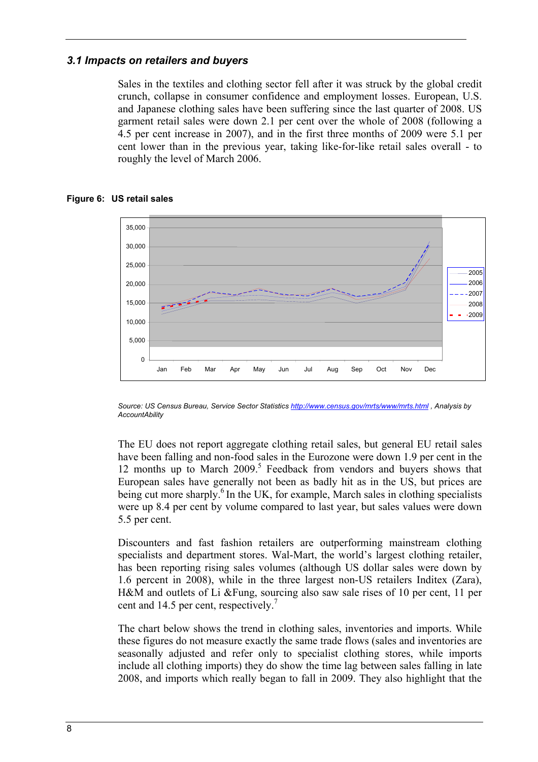### 3.1 Impacts on retailers and buyers

Sales in the textiles and clothing sector fell after it was struck by the global credit crunch, collapse in consumer confidence and employment losses. European, U.S. and Japanese clothing sales have been suffering since the last quarter of 2008. US garment retail sales were down 2.1 per cent over the whole of 2008 (following a 4.5 per cent increase in 2007), and in the first three months of 2009 were 5.1 per cent lower than in the previous year, taking like-for-like retail sales overall - to roughly the level of March 2006.

**Figure 6: US retail sales**

*Source: US Census Bureau, Service Sector Statistics http://www.census.gov/mrts/www/mrts.html , Analysis by AccountAbility*

The EU does not report aggregate clothing retail sales, but general EU retail sales have been falling and non-food sales in the Eurozone were down 1.9 per cent in the 12 months up to March 2009.[5] Feedback from vendors and buyers shows that European sales have generally not been as badly hit as in the US, but prices are being cut more sharply.[6] In the UK, for example, March sales in clothing specialists were up 8.4 per cent by volume compared to last year, but sales values were down 5.5 per cent.

Discounters and fast fashion retailers are outperforming mainstream clothing specialists and department stores. Wal-Mart, the world's largest clothing retailer, has been reporting rising sales volumes (although US dollar sales were down by 1.6 percent in 2008), while in the three largest non-US retailers Inditex (Zara), H&M and outlets of Li &Fung, sourcing also saw sale rises of 10 per cent, 11 per cent and 14.5 per cent, respectively.[7]

The chart below shows the trend in clothing sales, inventories and imports. While these figures do not measure exactly the same trade flows (sales and inventories are seasonally adjusted and refer only to specialist clothing stores, while imports include all clothing imports) they do show the time lag between sales falling in late 2008, and imports which really began to fall in 2009. They also highlight that the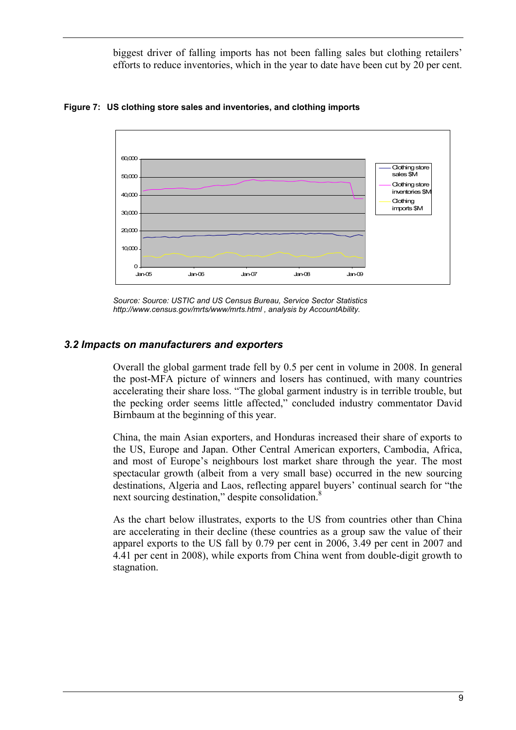biggest driver of falling imports has not been falling sales but clothing retailers' efforts to reduce inventories, which in the year to date have been cut by 20 per cent.

**Figure 7: US clothing store sales and inventories, and clothing imports**

*Source: Source: USTIC and US Census Bureau, Service Sector Statistics http://www.census.gov/mrts/www/mrts.html , analysis by AccountAbility.*

### *3.2 Impacts on manufacturers and exporters*

Overall the global garment trade fell by 0.5 per cent in volume in 2008. In general the post-MFA picture of winners and losers has continued, with many countries accelerating their share loss. "The global garment industry is in terrible trouble, but the pecking order seems little affected," concluded industry commentator David Birnbaum at the beginning of this year.

China, the main Asian exporters, and Honduras increased their share of exports to the US, Europe and Japan. Other Central American exporters, Cambodia, Africa, and most of Europe's neighbours lost market share through the year. The most spectacular growth (albeit from a very small base) occurred in the new sourcing destinations, Algeria and Laos, reflecting apparel buyers' continual search for "the next sourcing destination," despite consolidation.[8]

As the chart below illustrates, exports to the US from countries other than China are accelerating in their decline (these countries as a group saw the value of their apparel exports to the US fall by 0.79 per cent in 2006, 3.49 per cent in 2007 and 4.41 per cent in 2008), while exports from China went from double-digit growth to stagnation.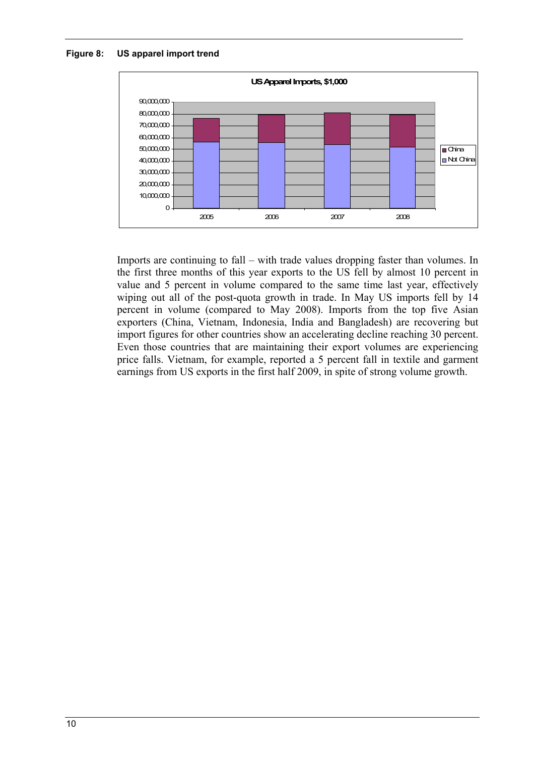**Figure 8: US apparel import trend**

Imports are continuing to fall – with trade values dropping faster than volumes. In the first three months of this year exports to the US fell by almost 10 percent in value and 5 percent in volume compared to the same time last year, effectively wiping out all of the post-quota growth in trade. In May US imports fell by 14 percent in volume (compared to May 2008). Imports from the top five Asian exporters (China, Vietnam, Indonesia, India and Bangladesh) are recovering but import figures for other countries show an accelerating decline reaching 30 percent. Even those countries that are maintaining their export volumes are experiencing price falls. Vietnam, for example, reported a 5 percent fall in textile and garment earnings from US exports in the first half 2009, in spite of strong volume growth.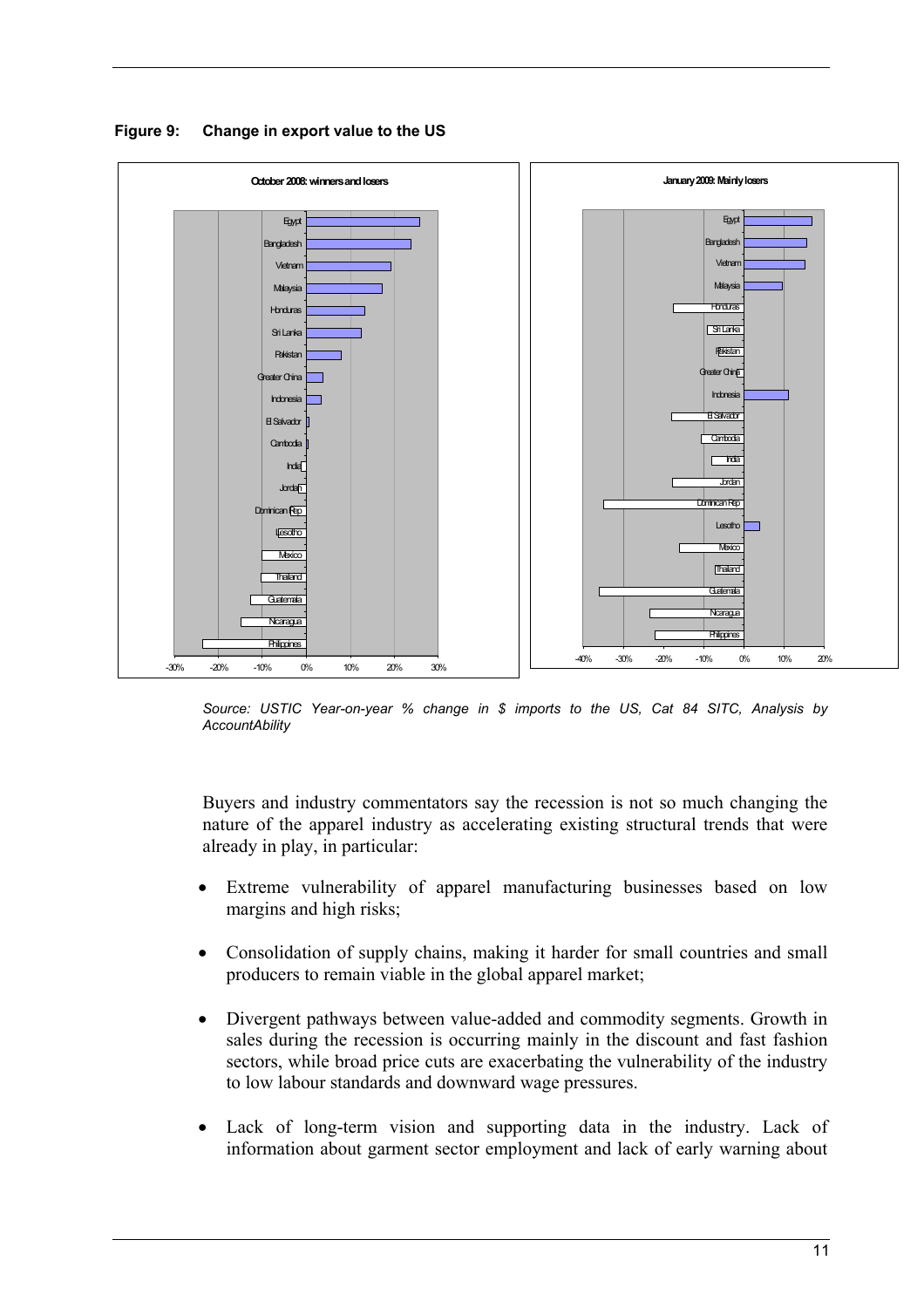**Figure 9: Change in export value to the US**

*Source: USTIC Year-on-year % change in $ imports to the US, Cat 84 SITC, Analysis by AccountAbility*

Buyers and industry commentators say the recession is not so much changing the nature of the apparel industry as accelerating existing structural trends that were already in play, in particular:

- Extreme vulnerability of apparel manufacturing businesses based on low margins and high risks;
- Consolidation of supply chains, making it harder for small countries and small producers to remain viable in the global apparel market;
- Divergent pathways between value-added and commodity segments. Growth in sales during the recession is occurring mainly in the discount and fast fashion sectors, while broad price cuts are exacerbating the vulnerability of the industry to low labour standards and downward wage pressures.
- Lack of long-term vision and supporting data in the industry. Lack of information about garment sector employment and lack of early warning about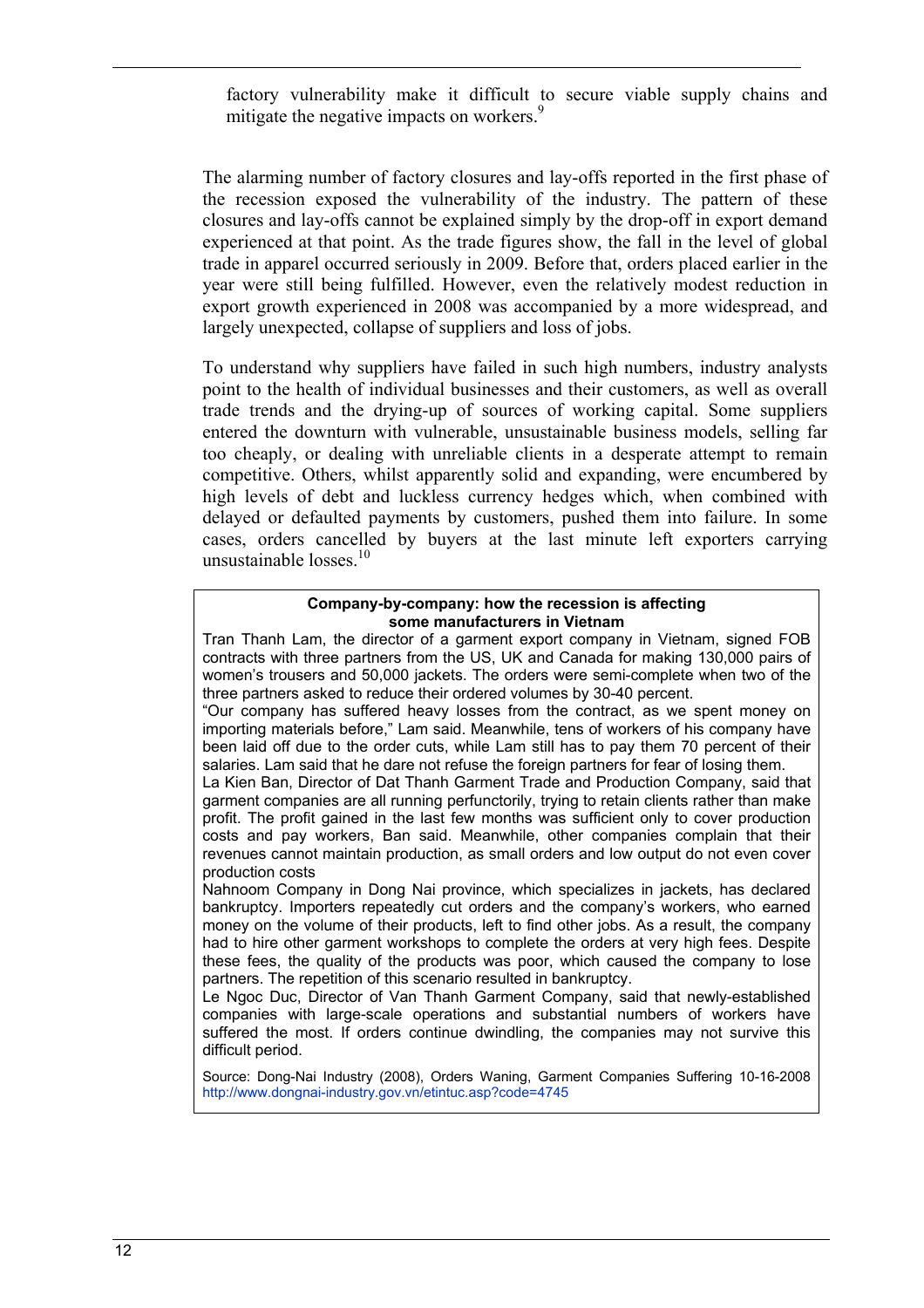factory vulnerability make it difficult to secure viable supply chains and mitigate the negative impacts on workers.[9]

The alarming number of factory closures and lay-offs reported in the first phase of the recession exposed the vulnerability of the industry. The pattern of these closures and lay-offs cannot be explained simply by the drop-off in export demand experienced at that point. As the trade figures show, the fall in the level of global trade in apparel occurred seriously in 2009. Before that, orders placed earlier in the year were still being fulfilled. However, even the relatively modest reduction in export growth experienced in 2008 was accompanied by a more widespread, and largely unexpected, collapse of suppliers and loss of jobs.

To understand why suppliers have failed in such high numbers, industry analysts point to the health of individual businesses and their customers, as well as overall trade trends and the drying-up of sources of working capital. Some suppliers entered the downturn with vulnerable, unsustainable business models, selling far too cheaply, or dealing with unreliable clients in a desperate attempt to remain competitive. Others, whilst apparently solid and expanding, were encumbered by high levels of debt and luckless currency hedges which, when combined with delayed or defaulted payments by customers, pushed them into failure. In some cases, orders cancelled by buyers at the last minute left exporters carrying unsustainable losses.[10]

**Company-by-company: how the recession is affecting some manufacturers in Vietnam**

Tran Thanh Lam, the director of a garment export company in Vietnam, signed FOB contracts with three partners from the US, UK and Canada for making 130,000 pairs of women's trousers and 50,000 jackets. The orders were semi-complete when two of the three partners asked to reduce their ordered volumes by 30-40 percent.

"Our company has suffered heavy losses from the contract, as we spent money on importing materials before," Lam said. Meanwhile, tens of workers of his company have been laid off due to the order cuts, while Lam still has to pay them 70 percent of their salaries. Lam said that he dare not refuse the foreign partners for fear of losing them.

La Kien Ban, Director of Dat Thanh Garment Trade and Production Company, said that garment companies are all running perfunctorily, trying to retain clients rather than make profit. The profit gained in the last few months was sufficient only to cover production costs and pay workers, Ban said. Meanwhile, other companies complain that their revenues cannot maintain production, as small orders and low output do not even cover production costs

Nahnoom Company in Dong Nai province, which specializes in jackets, has declared bankruptcy. Importers repeatedly cut orders and the company's workers, who earned money on the volume of their products, left to find other jobs. As a result, the company had to hire other garment workshops to complete the orders at very high fees. Despite these fees, the quality of the products was poor, which caused the company to lose partners. The repetition of this scenario resulted in bankruptcy.

Le Ngoc Duc, Director of Van Thanh Garment Company, said that newly-established companies with large-scale operations and substantial numbers of workers have suffered the most. If orders continue dwindling, the companies may not survive this difficult period.

Source: Dong-Nai Industry (2008), Orders Waning, Garment Companies Suffering 10-16-2008 http://www.dongnai-industry.gov.vn/etintuc.asp?code=4745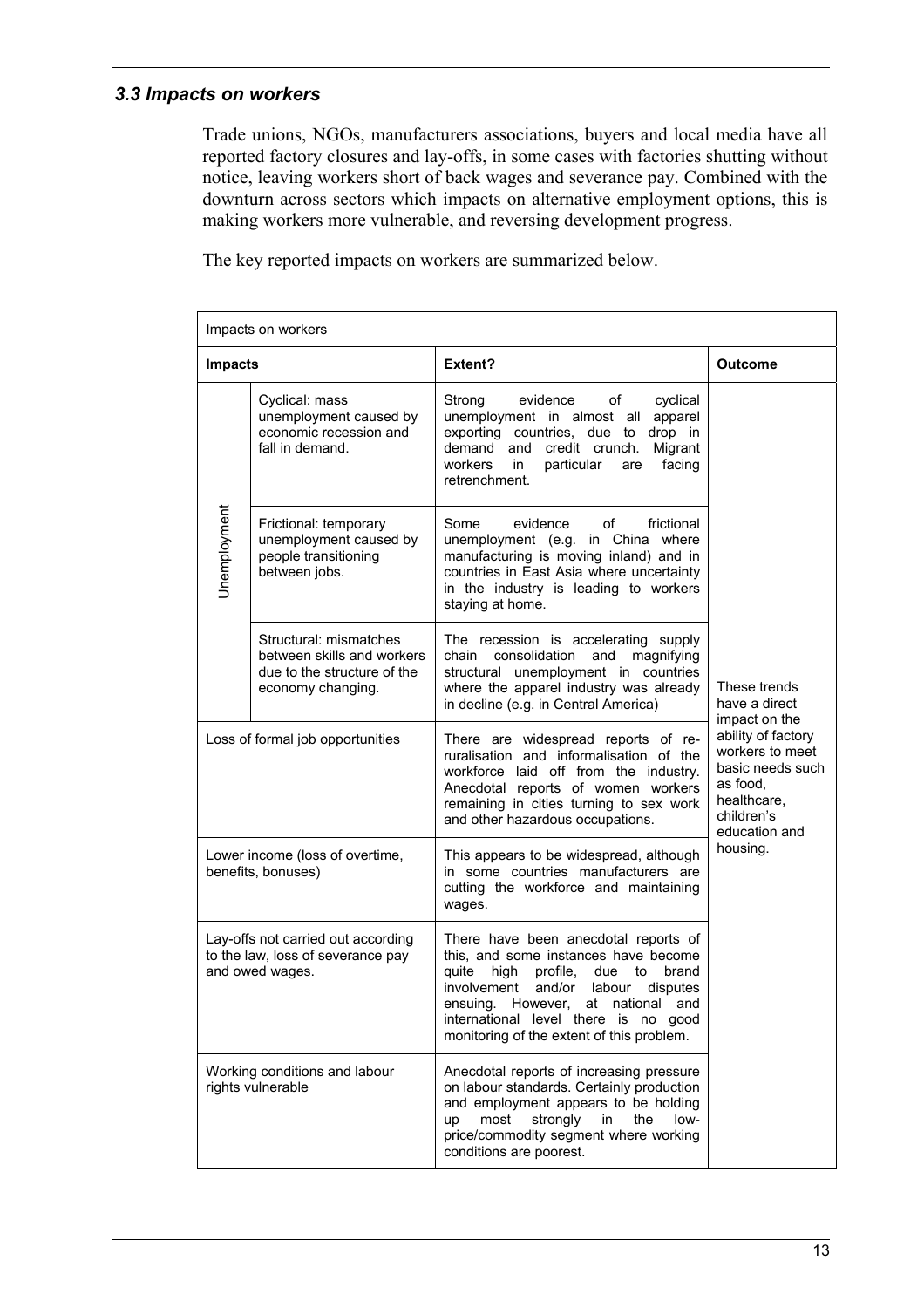### *3.3 Impacts on workers*

Trade unions, NGOs, manufacturers associations, buyers and local media have all reported factory closures and lay-offs, in some cases with factories shutting without notice, leaving workers short of back wages and severance pay. Combined with the downturn across sectors which impacts on alternative employment options, this is making workers more vulnerable, and reversing development progress.

The key reported impacts on workers are summarized below.

| Impacts on workers | | | |
|---|---|---|---|
| **Impacts** | | **Extent?** | **Outcome** |
| Unemployment | Cyclical: mass unemployment caused by economic recession and fall in demand. | Strong evidence of cyclical unemployment in almost all apparel exporting countries, due to drop in demand and credit crunch. Migrant workers in particular are facing retrenchment. | These trends have a direct impact on the ability of factory workers to meet basic needs such as food, healthcare, children's education and housing. |
| | Frictional: temporary unemployment caused by people transitioning between jobs. | Some evidence of frictional unemployment (e.g. in China where manufacturing is moving inland) and in countries in East Asia where uncertainty in the industry is leading to workers staying at home. | |
| | Structural: mismatches between skills and workers due to the structure of the economy changing. | The recession is accelerating supply chain consolidation and magnifying structural unemployment in countries where the apparel industry was already in decline (e.g. in Central America) | |
| Loss of formal job opportunities | | There are widespread reports of re-ruralisation and informalisation of the workforce laid off from the industry. Anecdotal reports of women workers remaining in cities turning to sex work and other hazardous occupations. | |
| Lower income (loss of overtime, benefits, bonuses) | | This appears to be widespread, although in some countries manufacturers are cutting the workforce and maintaining wages. | |
| Lay-offs not carried out according to the law, loss of severance pay and owed wages. | | There have been anecdotal reports of this, and some instances have become quite high profile, due to brand involvement and/or labour disputes ensuing. However, at national and international level there is no good monitoring of the extent of this problem. | |
| Working conditions and labour rights vulnerable | | Anecdotal reports of increasing pressure on labour standards. Certainly production and employment appears to be holding up most strongly in the low-price/commodity segment where working conditions are poorest. | |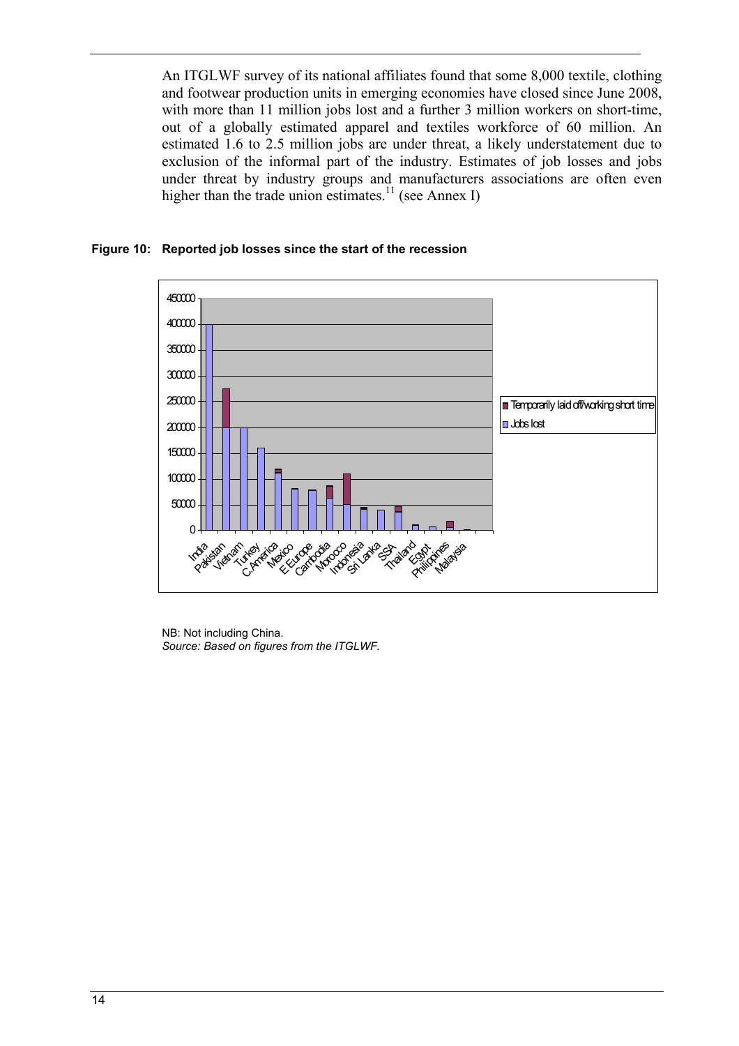An ITGLWF survey of its national affiliates found that some 8,000 textile, clothing and footwear production units in emerging economies have closed since June 2008, with more than 11 million jobs lost and a further 3 million workers on short-time, out of a globally estimated apparel and textiles workforce of 60 million. An estimated 1.6 to 2.5 million jobs are under threat, a likely understatement due to exclusion of the informal part of the industry. Estimates of job losses and jobs under threat by industry groups and manufacturers associations are often even higher than the trade union estimates.[11] (see Annex I)

**Figure 10: Reported job losses since the start of the recession**

NB: Not including China.

*Source: Based on figures from the ITGLWF.*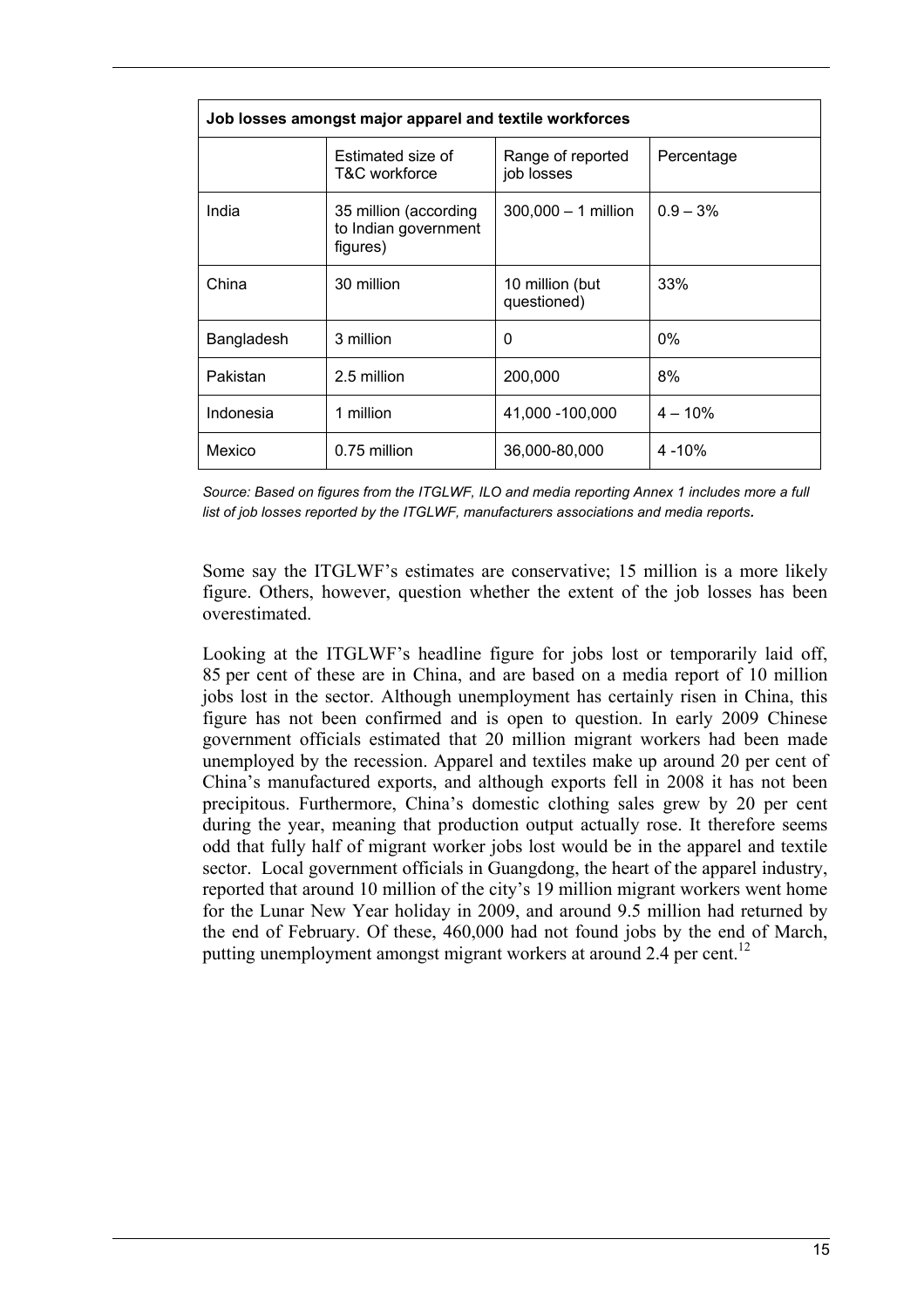| Job losses amongst major apparel and textile workforces | | | |
|---|---|---|---|
| | Estimated size of T&C workforce | Range of reported job losses | Percentage |
| India | 35 million (according to Indian government figures) | 300,000 – 1 million | 0.9 – 3% |
| China | 30 million | 10 million (but questioned) | 33% |
| Bangladesh | 3 million | 0 | 0% |
| Pakistan | 2.5 million | 200,000 | 8% |
| Indonesia | 1 million | 41,000 -100,000 | 4 – 10% |
| Mexico | 0.75 million | 36,000-80,000 | 4 -10% |

*Source: Based on figures from the ITGLWF, ILO and media reporting Annex 1 includes more a full list of job losses reported by the ITGLWF, manufacturers associations and media reports.*

Some say the ITGLWF's estimates are conservative; 15 million is a more likely figure. Others, however, question whether the extent of the job losses has been overestimated.

Looking at the ITGLWF's headline figure for jobs lost or temporarily laid off, 85 per cent of these are in China, and are based on a media report of 10 million jobs lost in the sector. Although unemployment has certainly risen in China, this figure has not been confirmed and is open to question. In early 2009 Chinese government officials estimated that 20 million migrant workers had been made unemployed by the recession. Apparel and textiles make up around 20 per cent of China's manufactured exports, and although exports fell in 2008 it has not been precipitous. Furthermore, China's domestic clothing sales grew by 20 per cent during the year, meaning that production output actually rose. It therefore seems odd that fully half of migrant worker jobs lost would be in the apparel and textile sector. Local government officials in Guangdong, the heart of the apparel industry, reported that around 10 million of the city's 19 million migrant workers went home for the Lunar New Year holiday in 2009, and around 9.5 million had returned by the end of February. Of these, 460,000 had not found jobs by the end of March, putting unemployment amongst migrant workers at around 2.4 per cent.[12]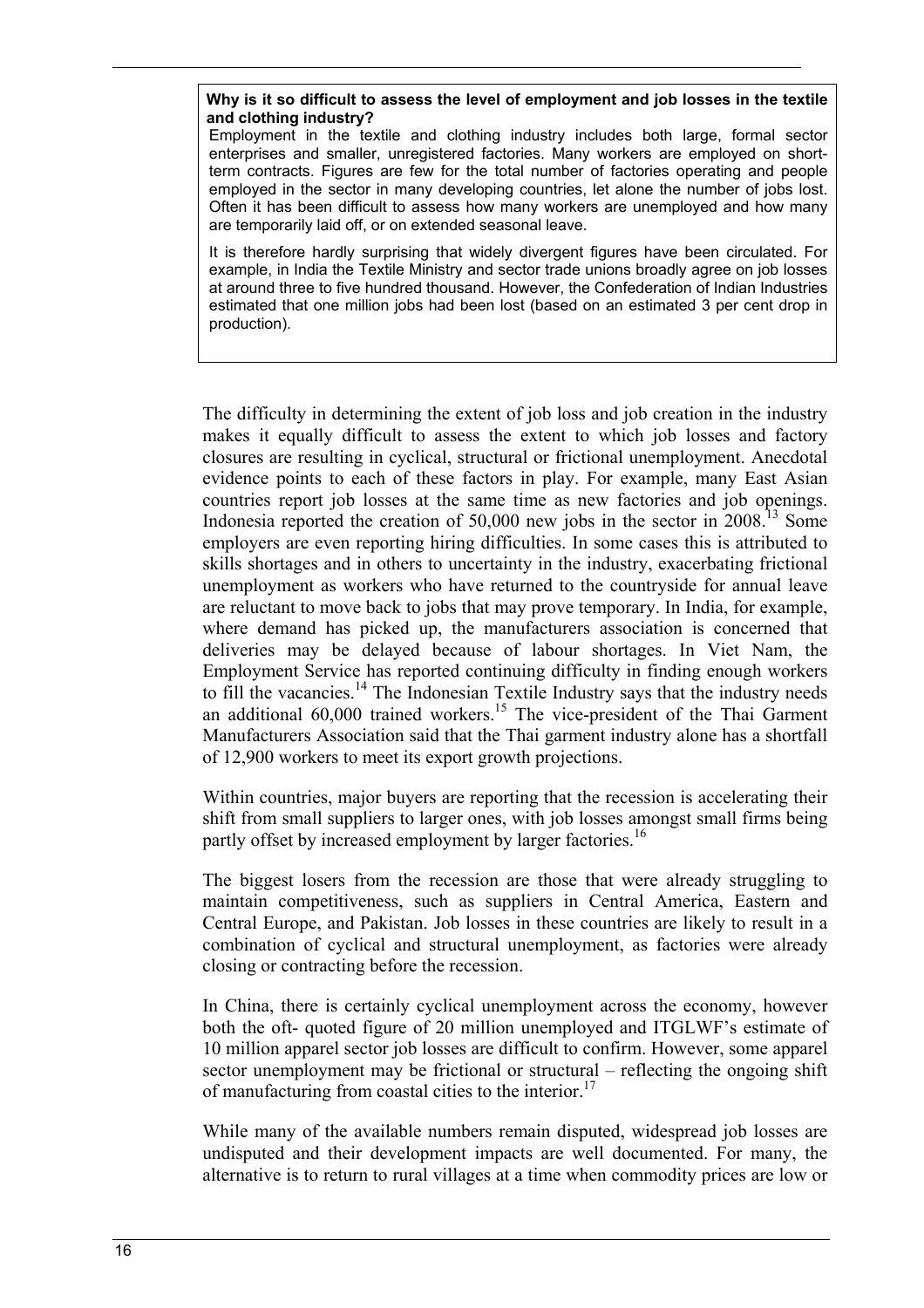**Why is it so difficult to assess the level of employment and job losses in the textile and clothing industry?**

Employment in the textile and clothing industry includes both large, formal sector enterprises and smaller, unregistered factories. Many workers are employed on short-term contracts. Figures are few for the total number of factories operating and people employed in the sector in many developing countries, let alone the number of jobs lost. Often it has been difficult to assess how many workers are unemployed and how many are temporarily laid off, or on extended seasonal leave.

It is therefore hardly surprising that widely divergent figures have been circulated. For example, in India the Textile Ministry and sector trade unions broadly agree on job losses at around three to five hundred thousand. However, the Confederation of Indian Industries estimated that one million jobs had been lost (based on an estimated 3 per cent drop in production).

The difficulty in determining the extent of job loss and job creation in the industry makes it equally difficult to assess the extent to which job losses and factory closures are resulting in cyclical, structural or frictional unemployment. Anecdotal evidence points to each of these factors in play. For example, many East Asian countries report job losses at the same time as new factories and job openings. Indonesia reported the creation of 50,000 new jobs in the sector in 2008.[13] Some employers are even reporting hiring difficulties. In some cases this is attributed to skills shortages and in others to uncertainty in the industry, exacerbating frictional unemployment as workers who have returned to the countryside for annual leave are reluctant to move back to jobs that may prove temporary. In India, for example, where demand has picked up, the manufacturers association is concerned that deliveries may be delayed because of labour shortages. In Viet Nam, the Employment Service has reported continuing difficulty in finding enough workers to fill the vacancies.[14] The Indonesian Textile Industry says that the industry needs an additional 60,000 trained workers.[15] The vice-president of the Thai Garment Manufacturers Association said that the Thai garment industry alone has a shortfall of 12,900 workers to meet its export growth projections.

Within countries, major buyers are reporting that the recession is accelerating their shift from small suppliers to larger ones, with job losses amongst small firms being partly offset by increased employment by larger factories.[16]

The biggest losers from the recession are those that were already struggling to maintain competitiveness, such as suppliers in Central America, Eastern and Central Europe, and Pakistan. Job losses in these countries are likely to result in a combination of cyclical and structural unemployment, as factories were already closing or contracting before the recession.

In China, there is certainly cyclical unemployment across the economy, however both the oft- quoted figure of 20 million unemployed and ITGLWF's estimate of 10 million apparel sector job losses are difficult to confirm. However, some apparel sector unemployment may be frictional or structural – reflecting the ongoing shift of manufacturing from coastal cities to the interior.[17]

While many of the available numbers remain disputed, widespread job losses are undisputed and their development impacts are well documented. For many, the alternative is to return to rural villages at a time when commodity prices are low or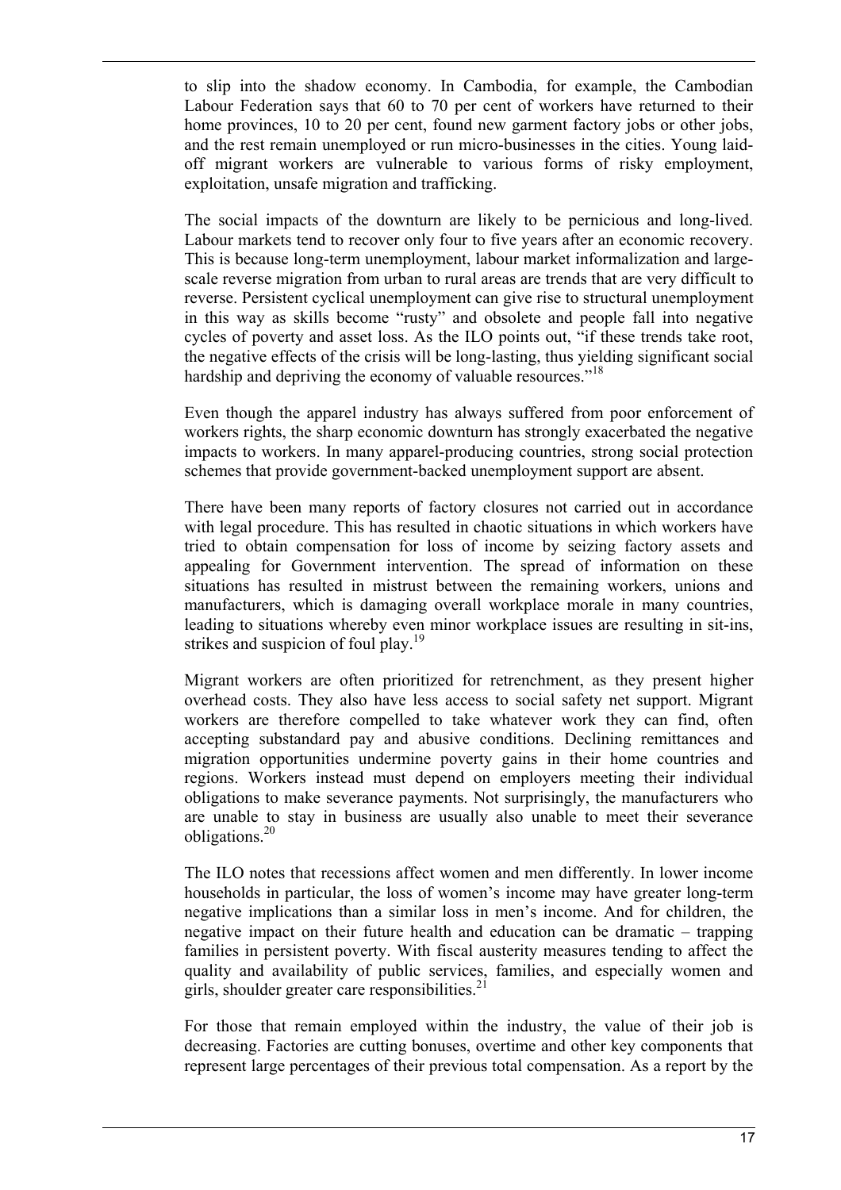to slip into the shadow economy. In Cambodia, for example, the Cambodian Labour Federation says that 60 to 70 per cent of workers have returned to their home provinces, 10 to 20 per cent, found new garment factory jobs or other jobs, and the rest remain unemployed or run micro-businesses in the cities. Young laid-off migrant workers are vulnerable to various forms of risky employment, exploitation, unsafe migration and trafficking.

The social impacts of the downturn are likely to be pernicious and long-lived. Labour markets tend to recover only four to five years after an economic recovery. This is because long-term unemployment, labour market informalization and large-scale reverse migration from urban to rural areas are trends that are very difficult to reverse. Persistent cyclical unemployment can give rise to structural unemployment in this way as skills become "rusty" and obsolete and people fall into negative cycles of poverty and asset loss. As the ILO points out, "if these trends take root, the negative effects of the crisis will be long-lasting, thus yielding significant social hardship and depriving the economy of valuable resources."[18]

Even though the apparel industry has always suffered from poor enforcement of workers rights, the sharp economic downturn has strongly exacerbated the negative impacts to workers. In many apparel-producing countries, strong social protection schemes that provide government-backed unemployment support are absent.

There have been many reports of factory closures not carried out in accordance with legal procedure. This has resulted in chaotic situations in which workers have tried to obtain compensation for loss of income by seizing factory assets and appealing for Government intervention. The spread of information on these situations has resulted in mistrust between the remaining workers, unions and manufacturers, which is damaging overall workplace morale in many countries, leading to situations whereby even minor workplace issues are resulting in sit-ins, strikes and suspicion of foul play.[19]

Migrant workers are often prioritized for retrenchment, as they present higher overhead costs. They also have less access to social safety net support. Migrant workers are therefore compelled to take whatever work they can find, often accepting substandard pay and abusive conditions. Declining remittances and migration opportunities undermine poverty gains in their home countries and regions. Workers instead must depend on employers meeting their individual obligations to make severance payments. Not surprisingly, the manufacturers who are unable to stay in business are usually also unable to meet their severance obligations.[20]

The ILO notes that recessions affect women and men differently. In lower income households in particular, the loss of women's income may have greater long-term negative implications than a similar loss in men's income. And for children, the negative impact on their future health and education can be dramatic – trapping families in persistent poverty. With fiscal austerity measures tending to affect the quality and availability of public services, families, and especially women and girls, shoulder greater care responsibilities.[21]

For those that remain employed within the industry, the value of their job is decreasing. Factories are cutting bonuses, overtime and other key components that represent large percentages of their previous total compensation. As a report by the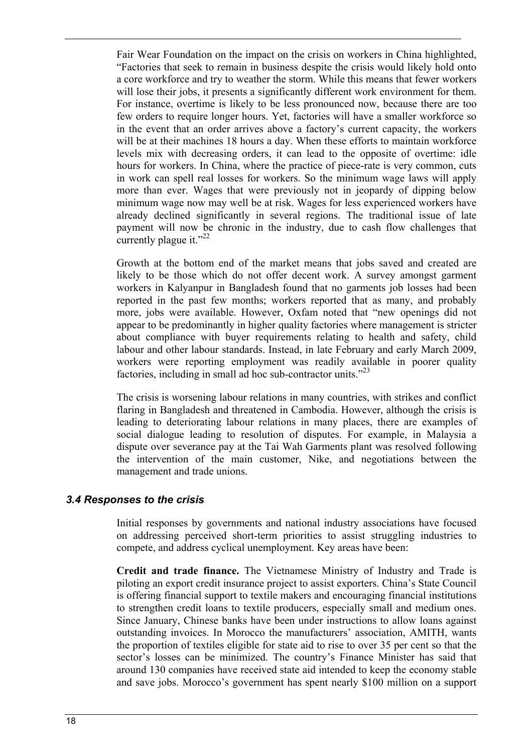Fair Wear Foundation on the impact on the crisis on workers in China highlighted, "Factories that seek to remain in business despite the crisis would likely hold onto a core workforce and try to weather the storm. While this means that fewer workers will lose their jobs, it presents a significantly different work environment for them. For instance, overtime is likely to be less pronounced now, because there are too few orders to require longer hours. Yet, factories will have a smaller workforce so in the event that an order arrives above a factory's current capacity, the workers will be at their machines 18 hours a day. When these efforts to maintain workforce levels mix with decreasing orders, it can lead to the opposite of overtime: idle hours for workers. In China, where the practice of piece-rate is very common, cuts in work can spell real losses for workers. So the minimum wage laws will apply more than ever. Wages that were previously not in jeopardy of dipping below minimum wage now may well be at risk. Wages for less experienced workers have already declined significantly in several regions. The traditional issue of late payment will now be chronic in the industry, due to cash flow challenges that currently plague it."[22]

Growth at the bottom end of the market means that jobs saved and created are likely to be those which do not offer decent work. A survey amongst garment workers in Kalyanpur in Bangladesh found that no garments job losses had been reported in the past few months; workers reported that as many, and probably more, jobs were available. However, Oxfam noted that "new openings did not appear to be predominantly in higher quality factories where management is stricter about compliance with buyer requirements relating to health and safety, child labour and other labour standards. Instead, in late February and early March 2009, workers were reporting employment was readily available in poorer quality factories, including in small ad hoc sub-contractor units."[23]

The crisis is worsening labour relations in many countries, with strikes and conflict flaring in Bangladesh and threatened in Cambodia. However, although the crisis is leading to deteriorating labour relations in many places, there are examples of social dialogue leading to resolution of disputes. For example, in Malaysia a dispute over severance pay at the Tai Wah Garments plant was resolved following the intervention of the main customer, Nike, and negotiations between the management and trade unions.

### *3.4 Responses to the crisis*

Initial responses by governments and national industry associations have focused on addressing perceived short-term priorities to assist struggling industries to compete, and address cyclical unemployment. Key areas have been:

**Credit and trade finance.** The Vietnamese Ministry of Industry and Trade is piloting an export credit insurance project to assist exporters. China's State Council is offering financial support to textile makers and encouraging financial institutions to strengthen credit loans to textile producers, especially small and medium ones. Since January, Chinese banks have been under instructions to allow loans against outstanding invoices. In Morocco the manufacturers' association, AMITH, wants the proportion of textiles eligible for state aid to rise to over 35 per cent so that the sector's losses can be minimized. The country's Finance Minister has said that around 130 companies have received state aid intended to keep the economy stable and save jobs. Morocco's government has spent nearly $100 million on a support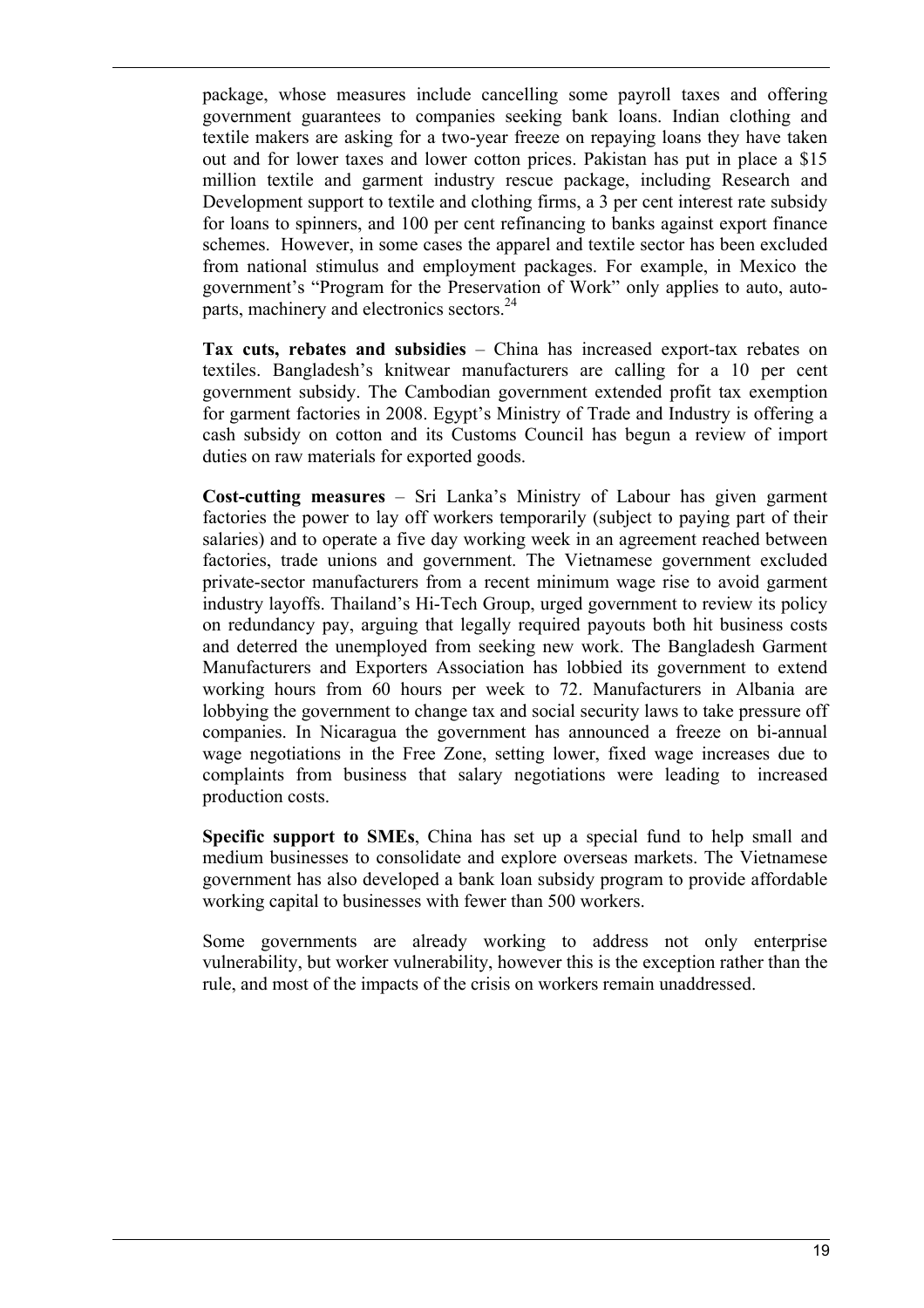package, whose measures include cancelling some payroll taxes and offering government guarantees to companies seeking bank loans. Indian clothing and textile makers are asking for a two-year freeze on repaying loans they have taken out and for lower taxes and lower cotton prices. Pakistan has put in place a $15 million textile and garment industry rescue package, including Research and Development support to textile and clothing firms, a 3 per cent interest rate subsidy for loans to spinners, and 100 per cent refinancing to banks against export finance schemes. However, in some cases the apparel and textile sector has been excluded from national stimulus and employment packages. For example, in Mexico the government's "Program for the Preservation of Work" only applies to auto, auto-parts, machinery and electronics sectors.[24]

**Tax cuts, rebates and subsidies** – China has increased export-tax rebates on textiles. Bangladesh's knitwear manufacturers are calling for a 10 per cent government subsidy. The Cambodian government extended profit tax exemption for garment factories in 2008. Egypt's Ministry of Trade and Industry is offering a cash subsidy on cotton and its Customs Council has begun a review of import duties on raw materials for exported goods.

**Cost-cutting measures** – Sri Lanka's Ministry of Labour has given garment factories the power to lay off workers temporarily (subject to paying part of their salaries) and to operate a five day working week in an agreement reached between factories, trade unions and government. The Vietnamese government excluded private-sector manufacturers from a recent minimum wage rise to avoid garment industry layoffs. Thailand's Hi-Tech Group, urged government to review its policy on redundancy pay, arguing that legally required payouts both hit business costs and deterred the unemployed from seeking new work. The Bangladesh Garment Manufacturers and Exporters Association has lobbied its government to extend working hours from 60 hours per week to 72. Manufacturers in Albania are lobbying the government to change tax and social security laws to take pressure off companies. In Nicaragua the government has announced a freeze on bi-annual wage negotiations in the Free Zone, setting lower, fixed wage increases due to complaints from business that salary negotiations were leading to increased production costs.

**Specific support to SMEs**, China has set up a special fund to help small and medium businesses to consolidate and explore overseas markets. The Vietnamese government has also developed a bank loan subsidy program to provide affordable working capital to businesses with fewer than 500 workers.

Some governments are already working to address not only enterprise vulnerability, but worker vulnerability, however this is the exception rather than the rule, and most of the impacts of the crisis on workers remain unaddressed.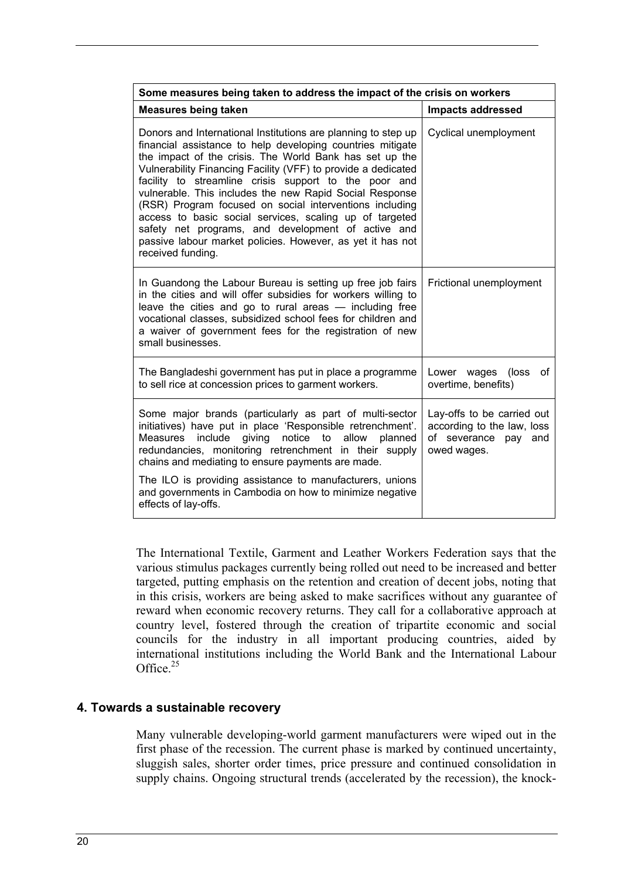| Some measures being taken to address the impact of the crisis on workers | |
|---|---|
| **Measures being taken** | **Impacts addressed** |
| Donors and International Institutions are planning to step up financial assistance to help developing countries mitigate the impact of the crisis. The World Bank has set up the Vulnerability Financing Facility (VFF) to provide a dedicated facility to streamline crisis support to the poor and vulnerable. This includes the new Rapid Social Response (RSR) Program focused on social interventions including access to basic social services, scaling up of targeted safety net programs, and development of active and passive labour market policies. However, as yet it has not received funding. | Cyclical unemployment |
| In Guandong the Labour Bureau is setting up free job fairs in the cities and will offer subsidies for workers willing to leave the cities and go to rural areas — including free vocational classes, subsidized school fees for children and a waiver of government fees for the registration of new small businesses. | Frictional unemployment |
| The Bangladeshi government has put in place a programme to sell rice at concession prices to garment workers. | Lower wages (loss of overtime, benefits) |
| Some major brands (particularly as part of multi-sector initiatives) have put in place 'Responsible retrenchment'. Measures include giving notice to allow planned redundancies, monitoring retrenchment in their supply chains and mediating to ensure payments are made. The ILO is providing assistance to manufacturers, unions and governments in Cambodia on how to minimize negative effects of lay-offs. | Lay-offs to be carried out according to the law, loss of severance pay and owed wages. |

The International Textile, Garment and Leather Workers Federation says that the various stimulus packages currently being rolled out need to be increased and better targeted, putting emphasis on the retention and creation of decent jobs, noting that in this crisis, workers are being asked to make sacrifices without any guarantee of reward when economic recovery returns. They call for a collaborative approach at country level, fostered through the creation of tripartite economic and social councils for the industry in all important producing countries, aided by international institutions including the World Bank and the International Labour Office.[25]

## 4. Towards a sustainable recovery

Many vulnerable developing-world garment manufacturers were wiped out in the first phase of the recession. The current phase is marked by continued uncertainty, sluggish sales, shorter order times, price pressure and continued consolidation in supply chains. Ongoing structural trends (accelerated by the recession), the knock-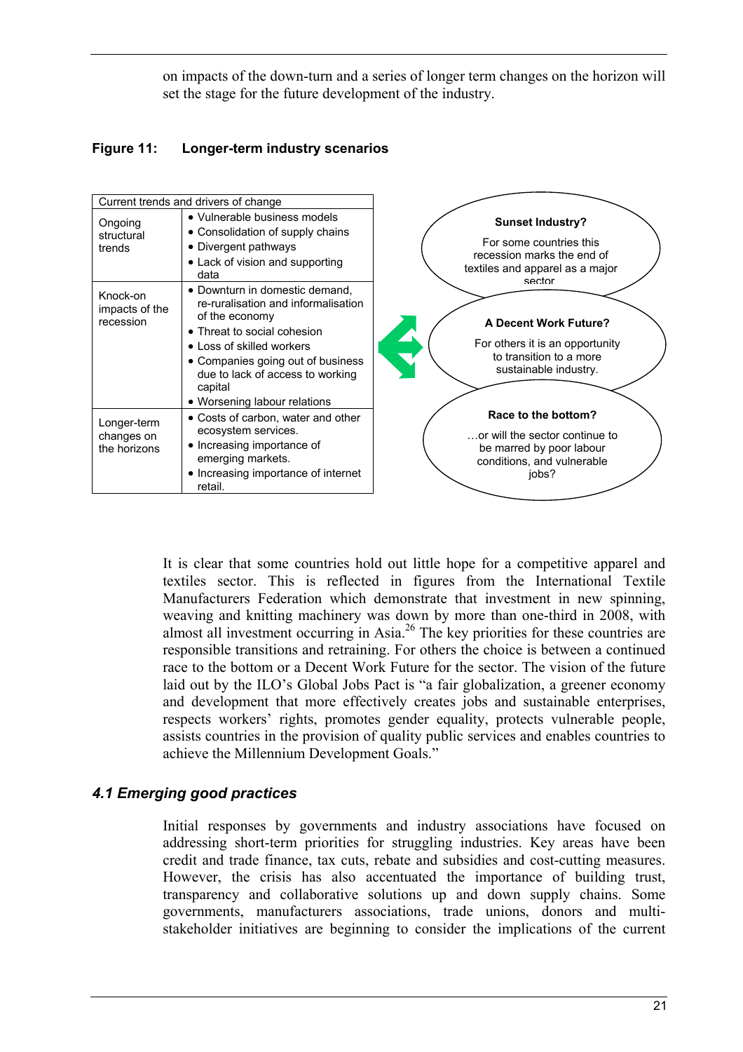on impacts of the down-turn and a series of longer term changes on the horizon will set the stage for the future development of the industry.

**Figure 11: Longer-term industry scenarios**

| Current trends and drivers of change | |
|---|---|
| Ongoing structural trends | • Vulnerable business models<br>• Consolidation of supply chains<br>• Divergent pathways<br>• Lack of vision and supporting data |
| Knock-on impacts of the recession | • Downturn in domestic demand, re-ruralisation and informalisation of the economy<br>• Threat to social cohesion<br>• Loss of skilled workers<br>• Companies going out of business due to lack of access to working capital<br>• Worsening labour relations |
| Longer-term changes on the horizons | • Costs of carbon, water and other ecosystem services.<br>• Increasing importance of emerging markets.<br>• Increasing importance of internet retail. |

**Sunset Industry?**

For some countries this recession marks the end of textiles and apparel as a major sector

**A Decent Work Future?**

For others it is an opportunity to transition to a more sustainable industry.

**Race to the bottom?**

…or will the sector continue to be marred by poor labour conditions, and vulnerable jobs?

It is clear that some countries hold out little hope for a competitive apparel and textiles sector. This is reflected in figures from the International Textile Manufacturers Federation which demonstrate that investment in new spinning, weaving and knitting machinery was down by more than one-third in 2008, with almost all investment occurring in Asia.[26] The key priorities for these countries are responsible transitions and retraining. For others the choice is between a continued race to the bottom or a Decent Work Future for the sector. The vision of the future laid out by the ILO's Global Jobs Pact is "a fair globalization, a greener economy and development that more effectively creates jobs and sustainable enterprises, respects workers' rights, promotes gender equality, protects vulnerable people, assists countries in the provision of quality public services and enables countries to achieve the Millennium Development Goals."

## *4.1 Emerging good practices*

Initial responses by governments and industry associations have focused on addressing short-term priorities for struggling industries. Key areas have been credit and trade finance, tax cuts, rebate and subsidies and cost-cutting measures. However, the crisis has also accentuated the importance of building trust, transparency and collaborative solutions up and down supply chains. Some governments, manufacturers associations, trade unions, donors and multi-stakeholder initiatives are beginning to consider the implications of the current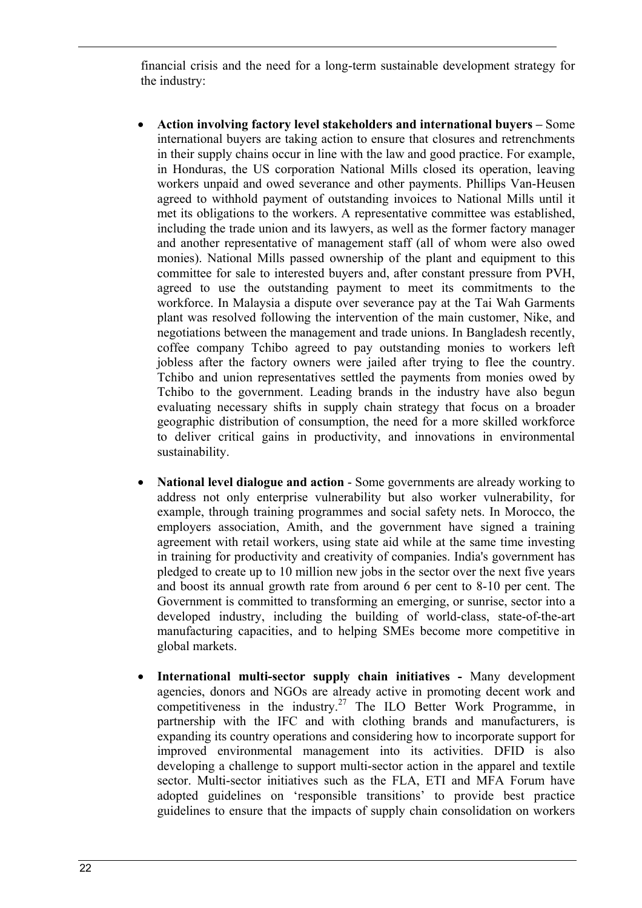financial crisis and the need for a long-term sustainable development strategy for the industry:

- **Action involving factory level stakeholders and international buyers –** Some international buyers are taking action to ensure that closures and retrenchments in their supply chains occur in line with the law and good practice. For example, in Honduras, the US corporation National Mills closed its operation, leaving workers unpaid and owed severance and other payments. Phillips Van-Heusen agreed to withhold payment of outstanding invoices to National Mills until it met its obligations to the workers. A representative committee was established, including the trade union and its lawyers, as well as the former factory manager and another representative of management staff (all of whom were also owed monies). National Mills passed ownership of the plant and equipment to this committee for sale to interested buyers and, after constant pressure from PVH, agreed to use the outstanding payment to meet its commitments to the workforce. In Malaysia a dispute over severance pay at the Tai Wah Garments plant was resolved following the intervention of the main customer, Nike, and negotiations between the management and trade unions. In Bangladesh recently, coffee company Tchibo agreed to pay outstanding monies to workers left jobless after the factory owners were jailed after trying to flee the country. Tchibo and union representatives settled the payments from monies owed by Tchibo to the government. Leading brands in the industry have also begun evaluating necessary shifts in supply chain strategy that focus on a broader geographic distribution of consumption, the need for a more skilled workforce to deliver critical gains in productivity, and innovations in environmental sustainability.

- **National level dialogue and action** - Some governments are already working to address not only enterprise vulnerability but also worker vulnerability, for example, through training programmes and social safety nets. In Morocco, the employers association, Amith, and the government have signed a training agreement with retail workers, using state aid while at the same time investing in training for productivity and creativity of companies. India's government has pledged to create up to 10 million new jobs in the sector over the next five years and boost its annual growth rate from around 6 per cent to 8-10 per cent. The Government is committed to transforming an emerging, or sunrise, sector into a developed industry, including the building of world-class, state-of-the-art manufacturing capacities, and to helping SMEs become more competitive in global markets.

- **International multi-sector supply chain initiatives -** Many development agencies, donors and NGOs are already active in promoting decent work and competitiveness in the industry.[27] The ILO Better Work Programme, in partnership with the IFC and with clothing brands and manufacturers, is expanding its country operations and considering how to incorporate support for improved environmental management into its activities. DFID is also developing a challenge to support multi-sector action in the apparel and textile sector. Multi-sector initiatives such as the FLA, ETI and MFA Forum have adopted guidelines on 'responsible transitions' to provide best practice guidelines to ensure that the impacts of supply chain consolidation on workers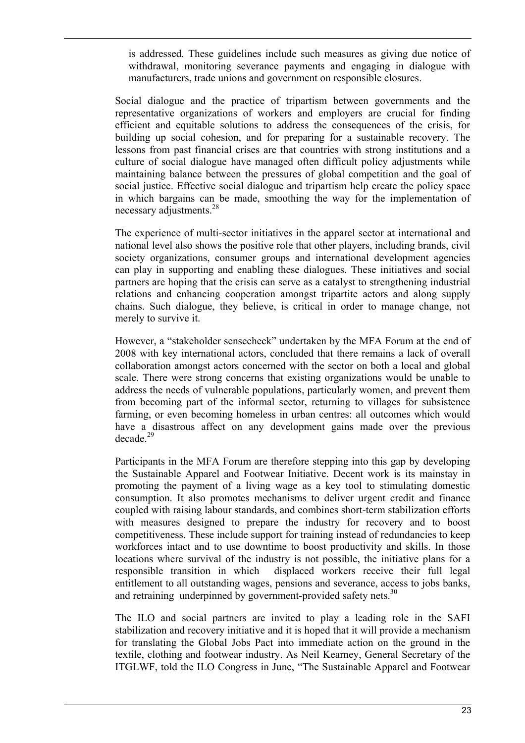is addressed. These guidelines include such measures as giving due notice of withdrawal, monitoring severance payments and engaging in dialogue with manufacturers, trade unions and government on responsible closures.

Social dialogue and the practice of tripartism between governments and the representative organizations of workers and employers are crucial for finding efficient and equitable solutions to address the consequences of the crisis, for building up social cohesion, and for preparing for a sustainable recovery. The lessons from past financial crises are that countries with strong institutions and a culture of social dialogue have managed often difficult policy adjustments while maintaining balance between the pressures of global competition and the goal of social justice. Effective social dialogue and tripartism help create the policy space in which bargains can be made, smoothing the way for the implementation of necessary adjustments.[28]

The experience of multi-sector initiatives in the apparel sector at international and national level also shows the positive role that other players, including brands, civil society organizations, consumer groups and international development agencies can play in supporting and enabling these dialogues. These initiatives and social partners are hoping that the crisis can serve as a catalyst to strengthening industrial relations and enhancing cooperation amongst tripartite actors and along supply chains. Such dialogue, they believe, is critical in order to manage change, not merely to survive it.

However, a "stakeholder sensecheck" undertaken by the MFA Forum at the end of 2008 with key international actors, concluded that there remains a lack of overall collaboration amongst actors concerned with the sector on both a local and global scale. There were strong concerns that existing organizations would be unable to address the needs of vulnerable populations, particularly women, and prevent them from becoming part of the informal sector, returning to villages for subsistence farming, or even becoming homeless in urban centres: all outcomes which would have a disastrous affect on any development gains made over the previous decade.[29]

Participants in the MFA Forum are therefore stepping into this gap by developing the Sustainable Apparel and Footwear Initiative. Decent work is its mainstay in promoting the payment of a living wage as a key tool to stimulating domestic consumption. It also promotes mechanisms to deliver urgent credit and finance coupled with raising labour standards, and combines short-term stabilization efforts with measures designed to prepare the industry for recovery and to boost competitiveness. These include support for training instead of redundancies to keep workforces intact and to use downtime to boost productivity and skills. In those locations where survival of the industry is not possible, the initiative plans for a responsible transition in which displaced workers receive their full legal entitlement to all outstanding wages, pensions and severance, access to jobs banks, and retraining underpinned by government-provided safety nets.[30]

The ILO and social partners are invited to play a leading role in the SAFI stabilization and recovery initiative and it is hoped that it will provide a mechanism for translating the Global Jobs Pact into immediate action on the ground in the textile, clothing and footwear industry. As Neil Kearney, General Secretary of the ITGLWF, told the ILO Congress in June, "The Sustainable Apparel and Footwear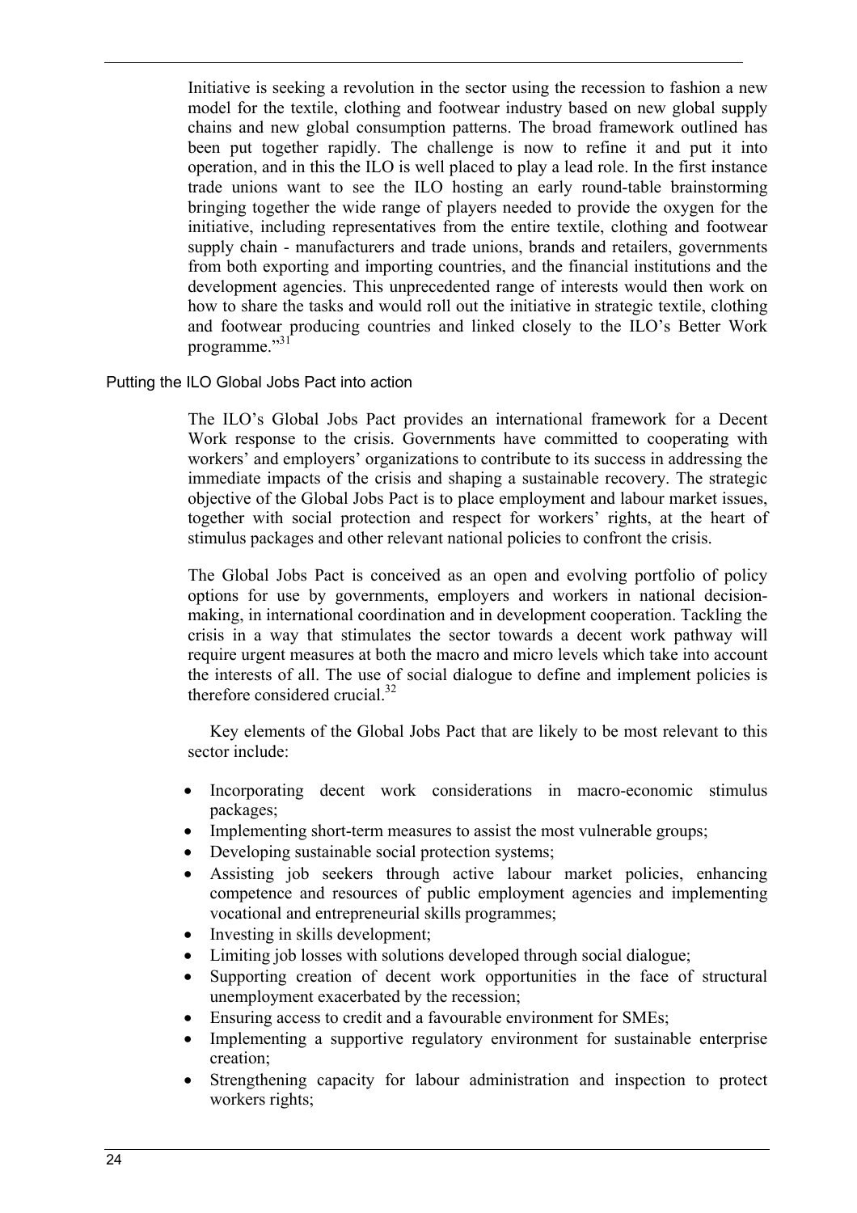Initiative is seeking a revolution in the sector using the recession to fashion a new model for the textile, clothing and footwear industry based on new global supply chains and new global consumption patterns. The broad framework outlined has been put together rapidly. The challenge is now to refine it and put it into operation, and in this the ILO is well placed to play a lead role. In the first instance trade unions want to see the ILO hosting an early round-table brainstorming bringing together the wide range of players needed to provide the oxygen for the initiative, including representatives from the entire textile, clothing and footwear supply chain - manufacturers and trade unions, brands and retailers, governments from both exporting and importing countries, and the financial institutions and the development agencies. This unprecedented range of interests would then work on how to share the tasks and would roll out the initiative in strategic textile, clothing and footwear producing countries and linked closely to the ILO's Better Work programme."[31]

### Putting the ILO Global Jobs Pact into action

The ILO's Global Jobs Pact provides an international framework for a Decent Work response to the crisis. Governments have committed to cooperating with workers' and employers' organizations to contribute to its success in addressing the immediate impacts of the crisis and shaping a sustainable recovery. The strategic objective of the Global Jobs Pact is to place employment and labour market issues, together with social protection and respect for workers' rights, at the heart of stimulus packages and other relevant national policies to confront the crisis.

The Global Jobs Pact is conceived as an open and evolving portfolio of policy options for use by governments, employers and workers in national decision-making, in international coordination and in development cooperation. Tackling the crisis in a way that stimulates the sector towards a decent work pathway will require urgent measures at both the macro and micro levels which take into account the interests of all. The use of social dialogue to define and implement policies is therefore considered crucial.[32]

Key elements of the Global Jobs Pact that are likely to be most relevant to this sector include:

- Incorporating decent work considerations in macro-economic stimulus packages;
- Implementing short-term measures to assist the most vulnerable groups;
- Developing sustainable social protection systems;
- Assisting job seekers through active labour market policies, enhancing competence and resources of public employment agencies and implementing vocational and entrepreneurial skills programmes;
- Investing in skills development;
- Limiting job losses with solutions developed through social dialogue;
- Supporting creation of decent work opportunities in the face of structural unemployment exacerbated by the recession;
- Ensuring access to credit and a favourable environment for SMEs;
- Implementing a supportive regulatory environment for sustainable enterprise creation;
- Strengthening capacity for labour administration and inspection to protect workers rights;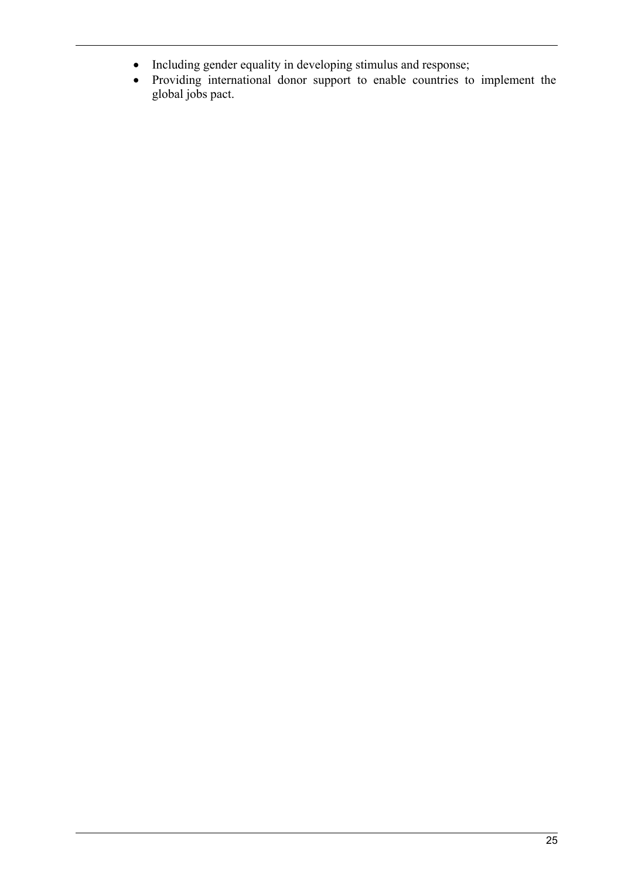- Including gender equality in developing stimulus and response;
- Providing international donor support to enable countries to implement the global jobs pact.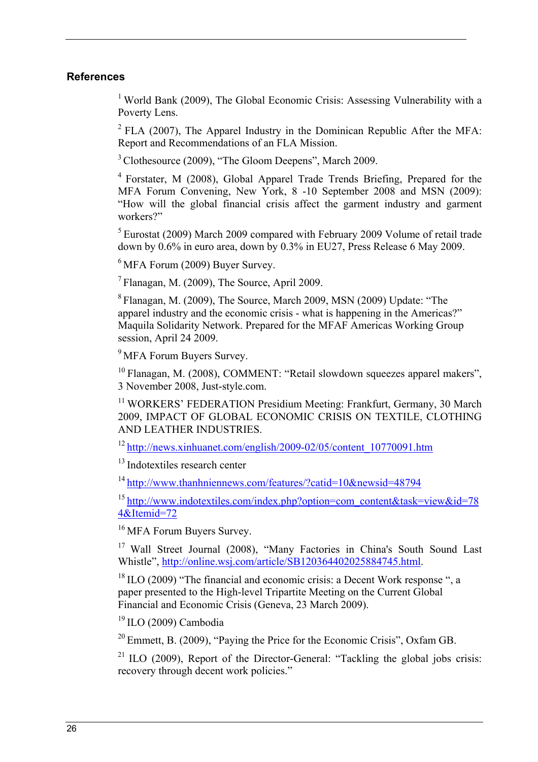## References

[1] World Bank (2009), The Global Economic Crisis: Assessing Vulnerability with a Poverty Lens.

[2] FLA (2007), The Apparel Industry in the Dominican Republic After the MFA: Report and Recommendations of an FLA Mission.

[3] Clothesource (2009), "The Gloom Deepens", March 2009.

[4] Forstater, M (2008), Global Apparel Trade Trends Briefing, Prepared for the MFA Forum Convening, New York, 8 -10 September 2008 and MSN (2009): "How will the global financial crisis affect the garment industry and garment workers?"

[5] Eurostat (2009) March 2009 compared with February 2009 Volume of retail trade down by 0.6% in euro area, down by 0.3% in EU27, Press Release 6 May 2009.

[6] MFA Forum (2009) Buyer Survey.

[7] Flanagan, M. (2009), The Source, April 2009.

[8] Flanagan, M. (2009), The Source, March 2009, MSN (2009) Update: "The apparel industry and the economic crisis - what is happening in the Americas?" Maquila Solidarity Network. Prepared for the MFAF Americas Working Group session, April 24 2009.

[9] MFA Forum Buyers Survey.

[10] Flanagan, M. (2008), COMMENT: "Retail slowdown squeezes apparel makers", 3 November 2008, Just-style.com.

[11] WORKERS' FEDERATION Presidium Meeting: Frankfurt, Germany, 30 March 2009, IMPACT OF GLOBAL ECONOMIC CRISIS ON TEXTILE, CLOTHING AND LEATHER INDUSTRIES.

[12] http://news.xinhuanet.com/english/2009-02/05/content_10770091.htm

[13] Indotextiles research center

[14] http://www.thanhniennews.com/features/?catid=10&newsid=48794

[15] http://www.indotextiles.com/index.php?option=com_content&task=view&id=784&Itemid=72

[16] MFA Forum Buyers Survey.

[17] Wall Street Journal (2008), "Many Factories in China's South Sound Last Whistle", http://online.wsj.com/article/SB120364402025884745.html.

[18] ILO (2009) "The financial and economic crisis: a Decent Work response ", a paper presented to the High-level Tripartite Meeting on the Current Global Financial and Economic Crisis (Geneva, 23 March 2009).

[19] ILO (2009) Cambodia

[20] Emmett, B. (2009), "Paying the Price for the Economic Crisis", Oxfam GB.

[21] ILO (2009), Report of the Director-General: "Tackling the global jobs crisis: recovery through decent work policies."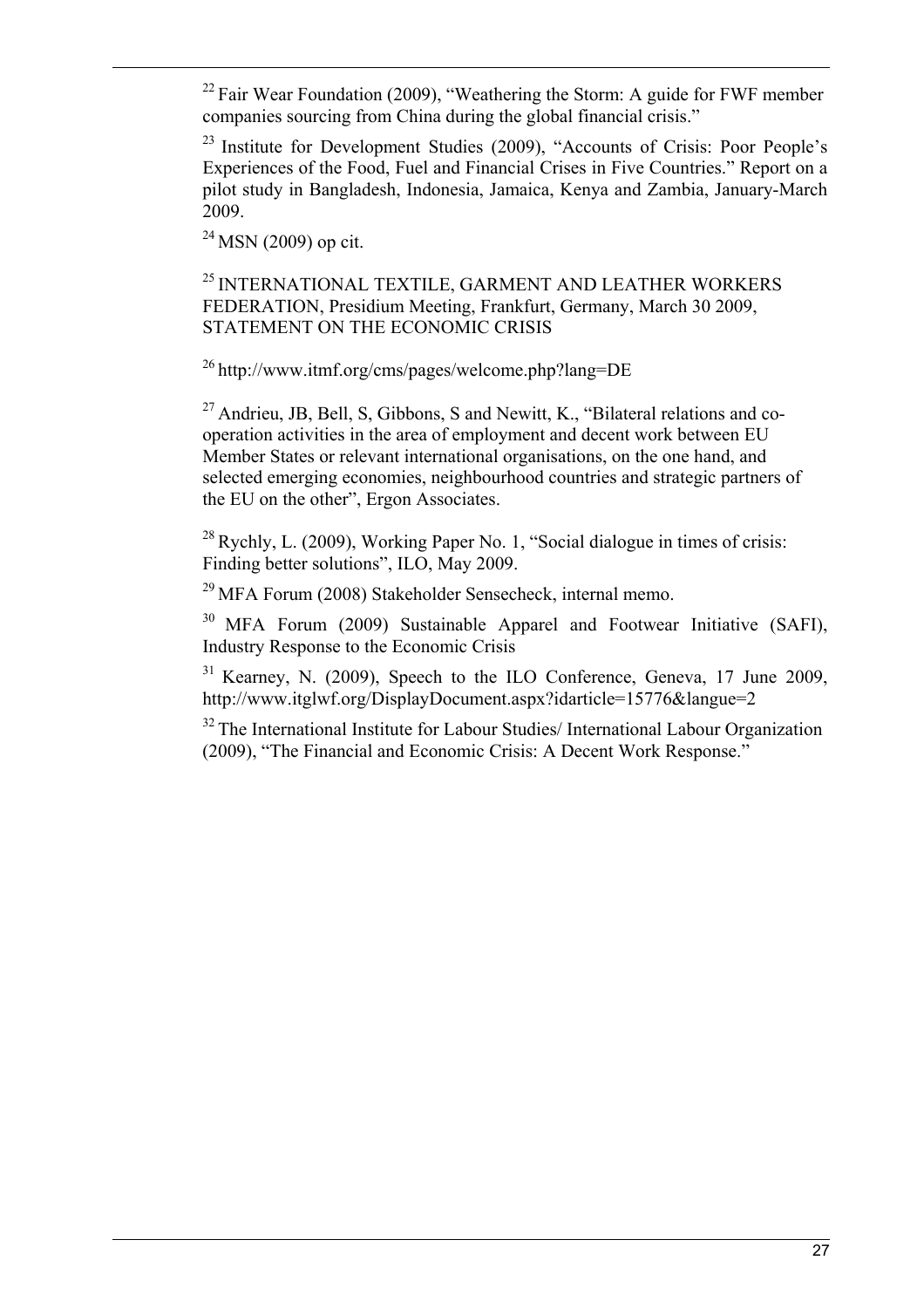[22] Fair Wear Foundation (2009), "Weathering the Storm: A guide for FWF member companies sourcing from China during the global financial crisis."

[23] Institute for Development Studies (2009), "Accounts of Crisis: Poor People's Experiences of the Food, Fuel and Financial Crises in Five Countries." Report on a pilot study in Bangladesh, Indonesia, Jamaica, Kenya and Zambia, January-March 2009.

[24] MSN (2009) op cit.

[25] INTERNATIONAL TEXTILE, GARMENT AND LEATHER WORKERS FEDERATION, Presidium Meeting, Frankfurt, Germany, March 30 2009, STATEMENT ON THE ECONOMIC CRISIS

[26] http://www.itmf.org/cms/pages/welcome.php?lang=DE

[27] Andrieu, JB, Bell, S, Gibbons, S and Newitt, K., "Bilateral relations and co-operation activities in the area of employment and decent work between EU Member States or relevant international organisations, on the one hand, and selected emerging economies, neighbourhood countries and strategic partners of the EU on the other", Ergon Associates.

[28] Rychly, L. (2009), Working Paper No. 1, "Social dialogue in times of crisis: Finding better solutions", ILO, May 2009.

[29] MFA Forum (2008) Stakeholder Sensecheck, internal memo.

[30] MFA Forum (2009) Sustainable Apparel and Footwear Initiative (SAFI), Industry Response to the Economic Crisis

[31] Kearney, N. (2009), Speech to the ILO Conference, Geneva, 17 June 2009, http://www.itglwf.org/DisplayDocument.aspx?idarticle=15776&langue=2

[32] The International Institute for Labour Studies/ International Labour Organization (2009), "The Financial and Economic Crisis: A Decent Work Response."